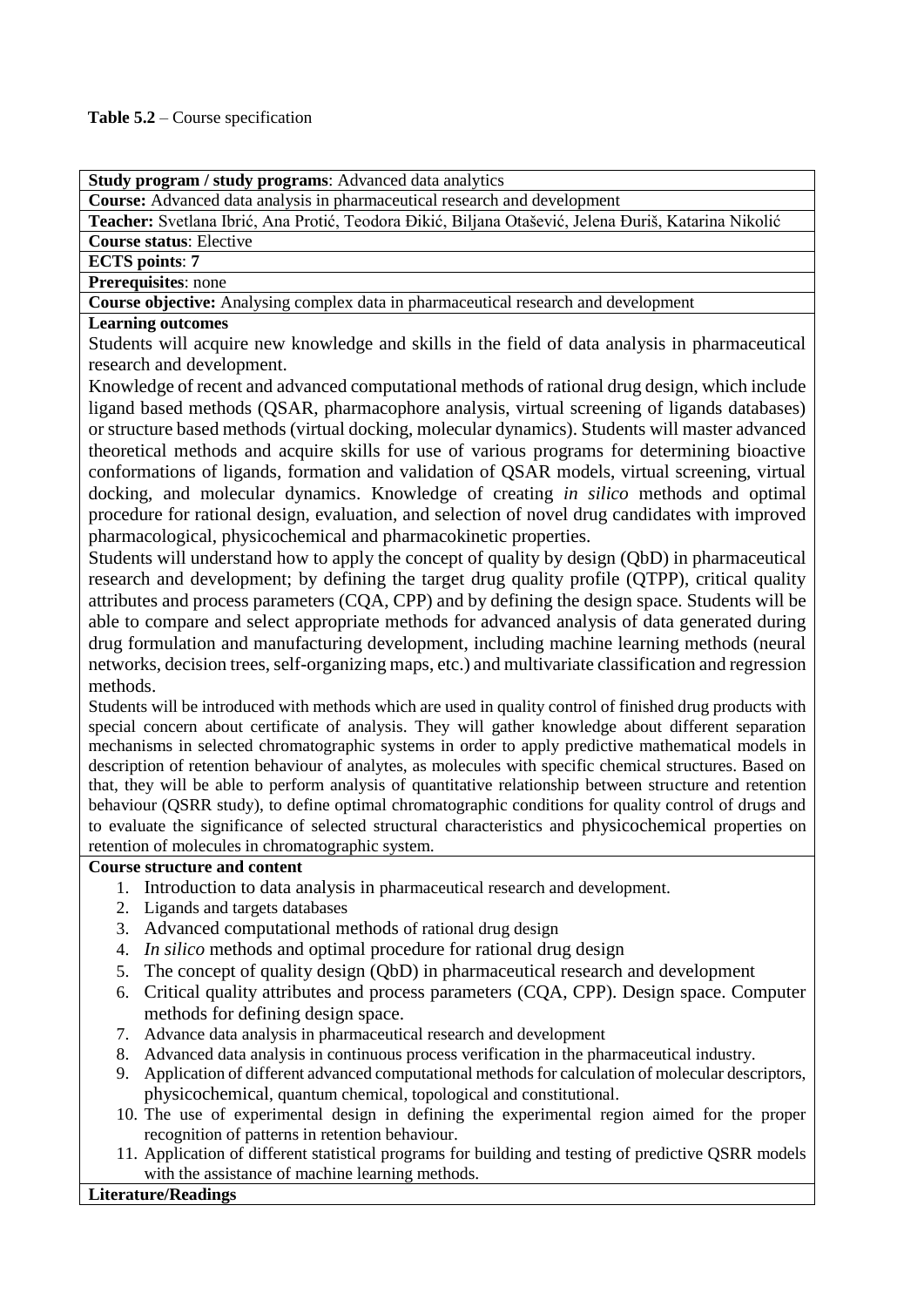**Table 5.2** – Course specification

**Study program / study programs**: Advanced data analytics

**Course:** Advanced data analysis in pharmaceutical research and development

**Teacher:** Svetlana Ibrić, Ana Protić, Teodora Đikić, Biljana Otašević, Jelena Đuriš, Katarina Nikolić

**Course status**: Elective

**ECTS points**: **7**

**Prerequisites**: none

**Course objective:** Analysing complex data in pharmaceutical research and development

**Learning outcomes**

Students will acquire new knowledge and skills in the field of data analysis in pharmaceutical research and development.

Knowledge of recent and advanced computational methods of rational drug design, which include ligand based methods (QSAR, pharmacophore analysis, virtual screening of ligands databases) or structure based methods (virtual docking, molecular dynamics). Students will master advanced theoretical methods and acquire skills for use of various programs for determining bioactive conformations of ligands, formation and validation of QSAR models, virtual screening, virtual docking, and molecular dynamics. Knowledge of creating *in silico* methods and optimal procedure for rational design, evaluation, and selection of novel drug candidates with improved pharmacological, physicochemical and pharmacokinetic properties.

Students will understand how to apply the concept of quality by design (QbD) in pharmaceutical research and development; by defining the target drug quality profile (QTPP), critical quality attributes and process parameters (CQA, CPP) and by defining the design space. Students will be able to compare and select appropriate methods for advanced analysis of data generated during drug formulation and manufacturing development, including machine learning methods (neural networks, decision trees, self-organizing maps, etc.) and multivariate classification and regression methods.

Students will be introduced with methods which are used in quality control of finished drug products with special concern about certificate of analysis. They will gather knowledge about different separation mechanisms in selected chromatographic systems in order to apply predictive mathematical models in description of retention behaviour of analytes, as molecules with specific chemical structures. Based on that, they will be able to perform analysis of quantitative relationship between structure and retention behaviour (QSRR study), to define optimal chromatographic conditions for quality control of drugs and to evaluate the significance of selected structural characteristics and physicochemical properties on retention of molecules in chromatographic system.

**Course structure and content**

1. Introduction to data analysis in pharmaceutical research and development.
2. Ligands and targets databases
3. Advanced computational methods of rational drug design
4. *In silico* methods and optimal procedure for rational drug design
5. The concept of quality design (QbD) in pharmaceutical research and development
6. Critical quality attributes and process parameters (CQA, CPP). Design space. Computer methods for defining design space.
7. Advance data analysis in pharmaceutical research and development
8. Advanced data analysis in continuous process verification in the pharmaceutical industry.
9. Application of different advanced computational methods for calculation of molecular descriptors, physicochemical, quantum chemical, topological and constitutional.
10. The use of experimental design in defining the experimental region aimed for the proper recognition of patterns in retention behaviour.
11. Application of different statistical programs for building and testing of predictive QSRR models with the assistance of machine learning methods.

**Literature/Readings**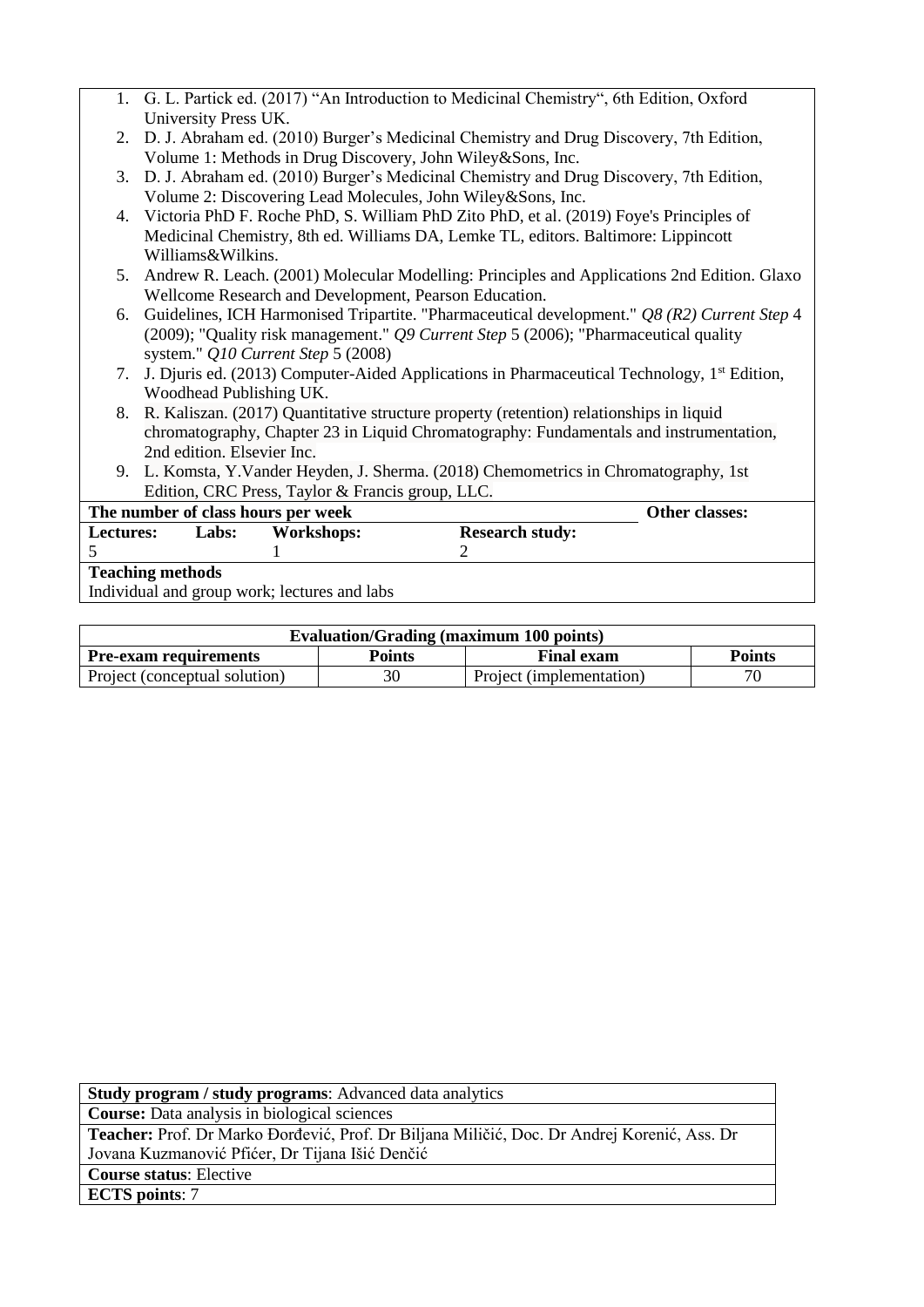1. G. L. Partick ed. (2017) "An Introduction to Medicinal Chemistry", 6th Edition, Oxford University Press UK.
2. D. J. Abraham ed. (2010) Burger's Medicinal Chemistry and Drug Discovery, 7th Edition, Volume 1: Methods in Drug Discovery, John Wiley&Sons, Inc.
3. D. J. Abraham ed. (2010) Burger's Medicinal Chemistry and Drug Discovery, 7th Edition, Volume 2: Discovering Lead Molecules, John Wiley&Sons, Inc.
4. Victoria PhD F. Roche PhD, S. William PhD Zito PhD, et al. (2019) Foye's Principles of Medicinal Chemistry, 8th ed. Williams DA, Lemke TL, editors. Baltimore: Lippincott Williams&Wilkins.
5. Andrew R. Leach. (2001) Molecular Modelling: Principles and Applications 2nd Edition. Glaxo Wellcome Research and Development, Pearson Education.
6. Guidelines, ICH Harmonised Tripartite. "Pharmaceutical development." *Q8 (R2) Current Step* 4 (2009); "Quality risk management." *Q9 Current Step* 5 (2006); "Pharmaceutical quality system." *Q10 Current Step* 5 (2008)
7. J. Djuris ed. (2013) Computer-Aided Applications in Pharmaceutical Technology, 1st Edition, Woodhead Publishing UK.
8. R. Kaliszan. (2017) Quantitative structure property (retention) relationships in liquid chromatography, Chapter 23 in Liquid Chromatography: Fundamentals and instrumentation, 2nd edition. Elsevier Inc.
9. L. Komsta, Y.Vander Heyden, J. Sherma. (2018) Chemometrics in Chromatography, 1st Edition, CRC Press, Taylor & Francis group, LLC.

| **The number of class hours per week** | | | | **Other classes:** |
|---|---|---|---|---|
| **Lectures:** | **Labs:** | **Workshops:** | **Research study:** | |
| 5 | | 1 | 2 | |

**Teaching methods**

Individual and group work; lectures and labs

| **Evaluation/Grading (maximum 100 points)** | | | |
|---|---|---|---|
| **Pre-exam requirements** | **Points** | **Final exam** | **Points** |
| Project (conceptual solution) | 30 | Project (implementation) | 70 |

| |
|---|
| **Study program / study programs**: Advanced data analytics |
| **Course:** Data analysis in biological sciences |
| **Teacher:** Prof. Dr Marko Đorđević, Prof. Dr Biljana Miličić, Doc. Dr Andrej Korenić, Ass. Dr Jovana Kuzmanović Pfićer, Dr Tijana Išić Denčić |
| **Course status**: Elective |
| **ECTS points**: 7 |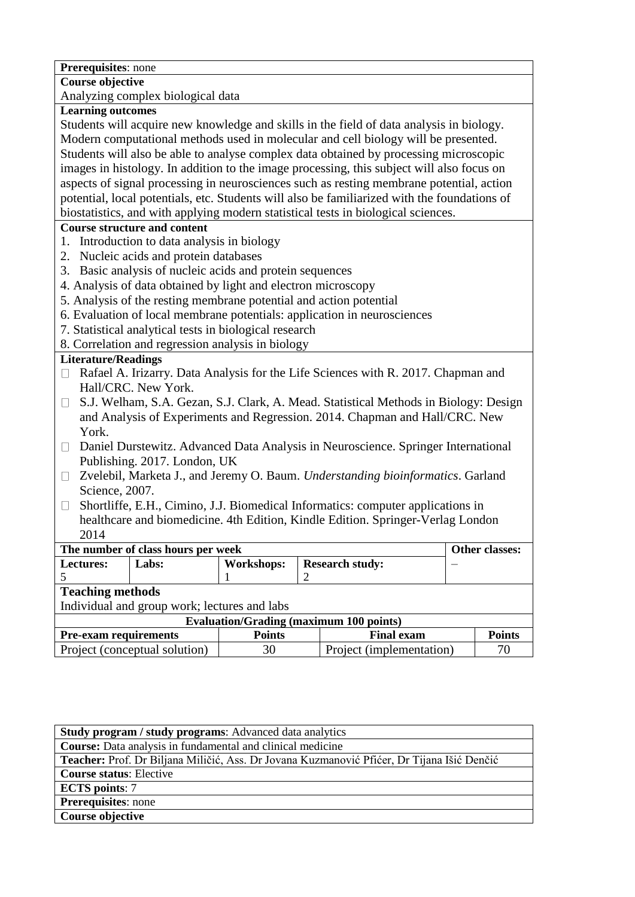**Prerequisites**: none

**Course objective**

Analyzing complex biological data

**Learning outcomes**

Students will acquire new knowledge and skills in the field of data analysis in biology. Modern computational methods used in molecular and cell biology will be presented. Students will also be able to analyse complex data obtained by processing microscopic images in histology. In addition to the image processing, this subject will also focus on aspects of signal processing in neurosciences such as resting membrane potential, action potential, local potentials, etc. Students will also be familiarized with the foundations of biostatistics, and with applying modern statistical tests in biological sciences.

**Course structure and content**

1. Introduction to data analysis in biology
2. Nucleic acids and protein databases
3. Basic analysis of nucleic acids and protein sequences
4. Analysis of data obtained by light and electron microscopy
5. Analysis of the resting membrane potential and action potential
6. Evaluation of local membrane potentials: application in neurosciences
7. Statistical analytical tests in biological research
8. Correlation and regression analysis in biology

**Literature/Readings**

- Rafael A. Irizarry. Data Analysis for the Life Sciences with R. 2017. Chapman and Hall/CRC. New York.
- S.J. Welham, S.A. Gezan, S.J. Clark, A. Mead. Statistical Methods in Biology: Design and Analysis of Experiments and Regression. 2014. Chapman and Hall/CRC. New York.
- Daniel Durstewitz. Advanced Data Analysis in Neuroscience. Springer International Publishing. 2017. London, UK
- Zvelebil, Marketa J., and Jeremy O. Baum. *Understanding bioinformatics*. Garland Science, 2007.
- Shortliffe, E.H., Cimino, J.J. Biomedical Informatics: computer applications in healthcare and biomedicine. 4th Edition, Kindle Edition. Springer-Verlag London 2014

| **The number of class hours per week** | | | | **Other classes:** |
|---|---|---|---|---|
| **Lectures:** 5 | **Labs:** | **Workshops:** 1 | **Research study:** 2 | – |

**Teaching methods**

Individual and group work; lectures and labs

| **Evaluation/Grading (maximum 100 points)** | | | |
|---|---|---|---|
| **Pre-exam requirements** | **Points** | **Final exam** | **Points** |
| Project (conceptual solution) | 30 | Project (implementation) | 70 |

---

**Study program / study programs**: Advanced data analytics

**Course:** Data analysis in fundamental and clinical medicine

**Teacher:** Prof. Dr Biljana Miličić, Ass. Dr Jovana Kuzmanović Pfićer, Dr Tijana Išić Denčić

**Course status**: Elective

**ECTS points**: 7

**Prerequisites**: none

**Course objective**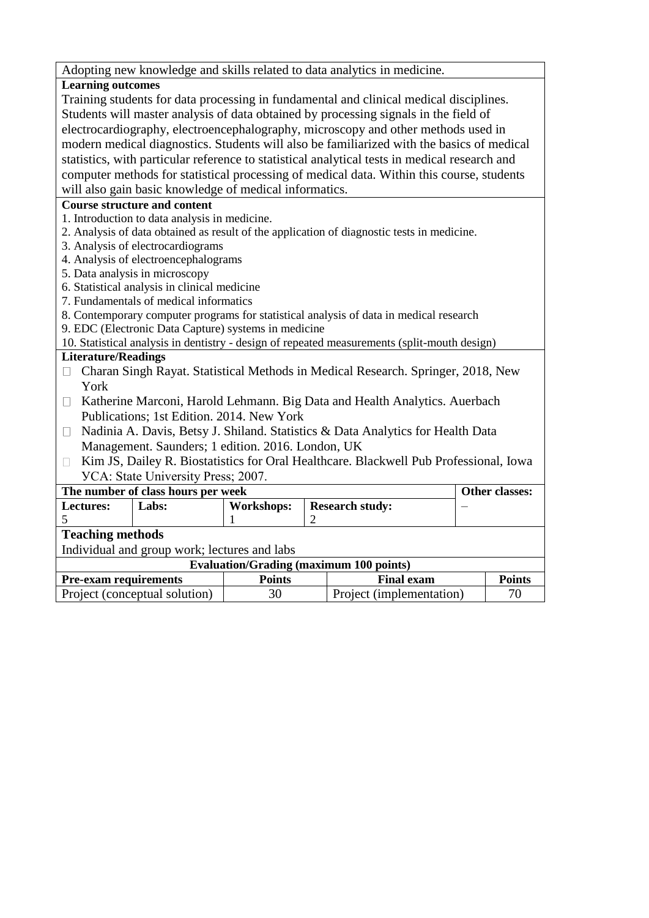Adopting new knowledge and skills related to data analytics in medicine.

**Learning outcomes**

Training students for data processing in fundamental and clinical medical disciplines. Students will master analysis of data obtained by processing signals in the field of electrocardiography, electroencephalography, microscopy and other methods used in modern medical diagnostics. Students will also be familiarized with the basics of medical statistics, with particular reference to statistical analytical tests in medical research and computer methods for statistical processing of medical data. Within this course, students will also gain basic knowledge of medical informatics.

**Course structure and content**

1. Introduction to data analysis in medicine.
2. Analysis of data obtained as result of the application of diagnostic tests in medicine.
3. Analysis of electrocardiograms
4. Analysis of electroencephalograms
5. Data analysis in microscopy
6. Statistical analysis in clinical medicine
7. Fundamentals of medical informatics
8. Contemporary computer programs for statistical analysis of data in medical research
9. EDC (Electronic Data Capture) systems in medicine
10. Statistical analysis in dentistry - design of repeated measurements (split-mouth design)

**Literature/Readings**

- Charan Singh Rayat. Statistical Methods in Medical Research. Springer, 2018, New York
- Katherine Marconi, Harold Lehmann. Big Data and Health Analytics. Auerbach Publications; 1st Edition. 2014. New York
- Nadinia A. Davis, Betsy J. Shiland. Statistics & Data Analytics for Health Data Management. Saunders; 1 edition. 2016. London, UK
- Kim JS, Dailey R. Biostatistics for Oral Healthcare. Blackwell Pub Professional, Iowa УСА: State University Press; 2007.

| The number of class hours per week | | | | Other classes: |
|---|---|---|---|---|
| **Lectures:** 5 | **Labs:** | **Workshops:** 1 | **Research study:** 2 | – |

**Teaching methods**

Individual and group work; lectures and labs

**Evaluation/Grading (maximum 100 points)**

| Pre-exam requirements | Points | Final exam | Points |
|---|---|---|---|
| Project (conceptual solution) | 30 | Project (implementation) | 70 |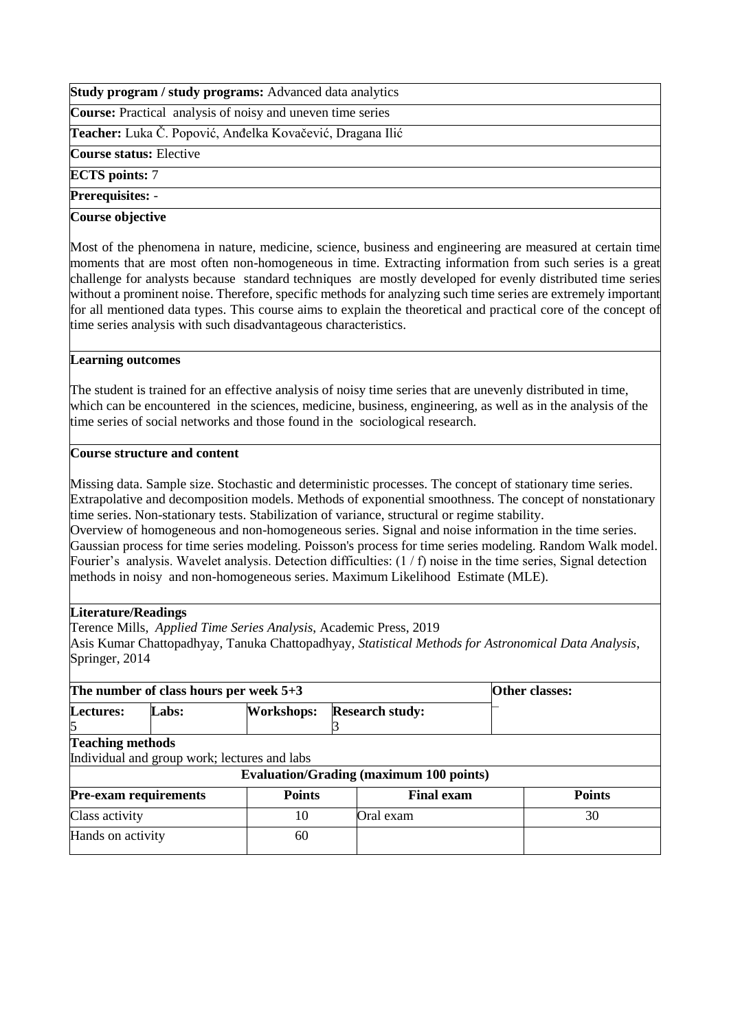**Study program / study programs:** Advanced data analytics

**Course:** Practical analysis of noisy and uneven time series

**Teacher:** Luka Č. Popović, Anđelka Kovačević, Dragana Ilić

**Course status:** Elective

**ECTS points:** 7

**Prerequisites:** -

**Course objective**

Most of the phenomena in nature, medicine, science, business and engineering are measured at certain time moments that are most often non-homogeneous in time. Extracting information from such series is a great challenge for analysts because standard techniques are mostly developed for evenly distributed time series without a prominent noise. Therefore, specific methods for analyzing such time series are extremely important for all mentioned data types. This course aims to explain the theoretical and practical core of the concept of time series analysis with such disadvantageous characteristics.

**Learning outcomes**

The student is trained for an effective analysis of noisy time series that are unevenly distributed in time, which can be encountered in the sciences, medicine, business, engineering, as well as in the analysis of the time series of social networks and those found in the sociological research.

**Course structure and content**

Missing data. Sample size. Stochastic and deterministic processes. The concept of stationary time series. Extrapolative and decomposition models. Methods of exponential smoothness. The concept of nonstationary time series. Non-stationary tests. Stabilization of variance, structural or regime stability.
Overview of homogeneous and non-homogeneous series. Signal and noise information in the time series. Gaussian process for time series modeling. Poisson's process for time series modeling. Random Walk model. Fourier's analysis. Wavelet analysis. Detection difficulties: (1 / f) noise in the time series, Signal detection methods in noisy and non-homogeneous series. Maximum Likelihood Estimate (MLE).

**Literature/Readings**

Terence Mills, *Applied Time Series Analysis*, Academic Press, 2019
Asis Kumar Chattopadhyay, Tanuka Chattopadhyay, *Statistical Methods for Astronomical Data Analysis*, Springer, 2014

| **The number of class hours per week 5+3** | | | | **Other classes:** |
|---|---|---|---|---|
| **Lectures:** 5 | **Labs:** | **Workshops:** | **Research study:** 3 | – |

**Teaching methods**

Individual and group work; lectures and labs

**Evaluation/Grading (maximum 100 points)**

| **Pre-exam requirements** | **Points** | **Final exam** | **Points** |
|---|---|---|---|
| Class activity | 10 | Oral exam | 30 |
| Hands on activity | 60 | | |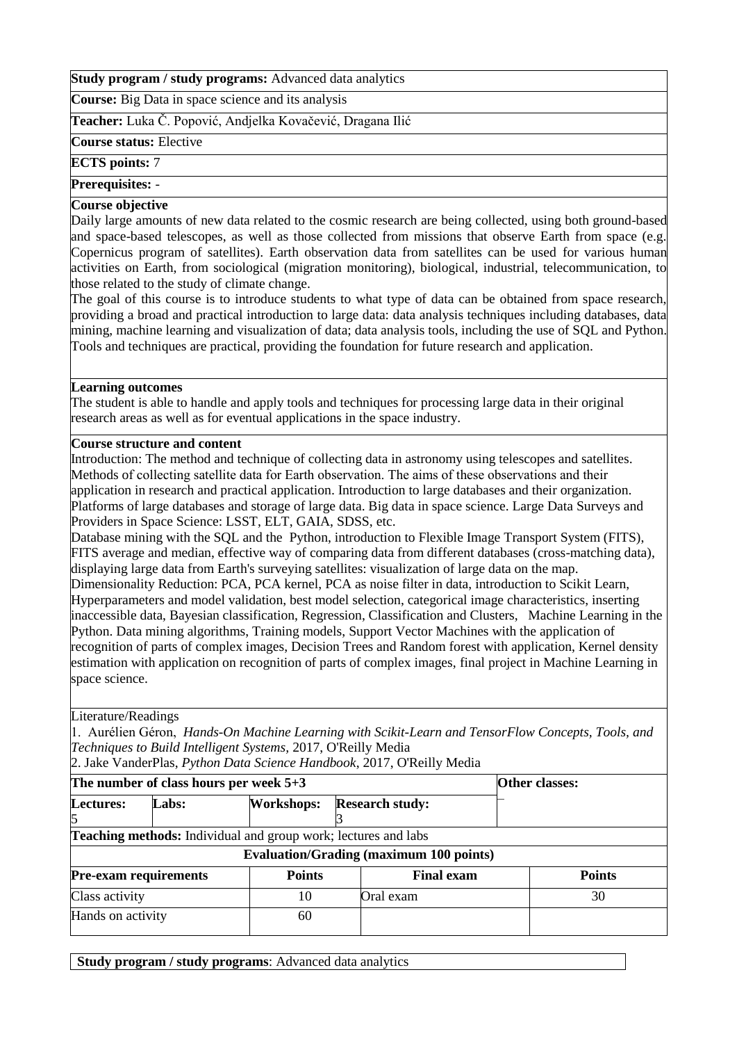**Study program / study programs:** Advanced data analytics

**Course:** Big Data in space science and its analysis

**Teacher:** Luka Č. Popović, Andjelka Kovačević, Dragana Ilić

**Course status:** Elective

**ECTS points:** 7

**Prerequisites:** -

**Course objective**

Daily large amounts of new data related to the cosmic research are being collected, using both ground-based and space-based telescopes, as well as those collected from missions that observe Earth from space (e.g. Copernicus program of satellites). Earth observation data from satellites can be used for various human activities on Earth, from sociological (migration monitoring), biological, industrial, telecommunication, to those related to the study of climate change.

The goal of this course is to introduce students to what type of data can be obtained from space research, providing a broad and practical introduction to large data: data analysis techniques including databases, data mining, machine learning and visualization of data; data analysis tools, including the use of SQL and Python. Tools and techniques are practical, providing the foundation for future research and application.

**Learning outcomes**

The student is able to handle and apply tools and techniques for processing large data in their original research areas as well as for eventual applications in the space industry.

**Course structure and content**

Introduction: The method and technique of collecting data in astronomy using telescopes and satellites. Methods of collecting satellite data for Earth observation. The aims of these observations and their application in research and practical application. Introduction to large databases and their organization. Platforms of large databases and storage of large data. Big data in space science. Large Data Surveys and Providers in Space Science: LSST, ELT, GAIA, SDSS, etc.

Database mining with the SQL and the Python, introduction to Flexible Image Transport System (FITS), FITS average and median, effective way of comparing data from different databases (cross-matching data), displaying large data from Earth's surveying satellites: visualization of large data on the map.

Dimensionality Reduction: PCA, PCA kernel, PCA as noise filter in data, introduction to Scikit Learn, Hyperparameters and model validation, best model selection, categorical image characteristics, inserting inaccessible data, Bayesian classification, Regression, Classification and Clusters, Machine Learning in the Python. Data mining algorithms, Training models, Support Vector Machines with the application of recognition of parts of complex images, Decision Trees and Random forest with application, Kernel density estimation with application on recognition of parts of complex images, final project in Machine Learning in space science.

Literature/Readings

1. Aurélien Géron, *Hands-On Machine Learning with Scikit-Learn and TensorFlow Concepts, Tools, and Techniques to Build Intelligent Systems,* 2017, O'Reilly Media
2. Jake VanderPlas, *Python Data Science Handbook*, 2017, O'Reilly Media

| The number of class hours per week 5+3 | | | | Other classes: |
|---|---|---|---|---|
| **Lectures:** 5 | **Labs:** | **Workshops:** | **Research study:** 3 | – |

**Teaching methods:** Individual and group work; lectures and labs

**Evaluation/Grading (maximum 100 points)**

| Pre-exam requirements | Points | Final exam | Points |
|---|---|---|---|
| Class activity | 10 | Oral exam | 30 |
| Hands on activity | 60 | | |

**Study program / study programs**: Advanced data analytics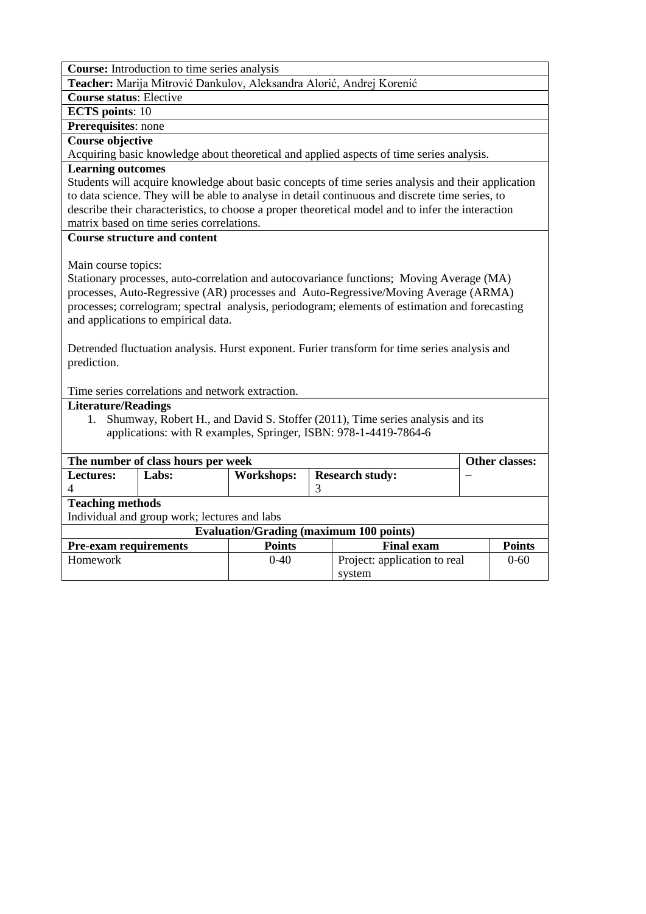**Course:** Introduction to time series analysis

**Teacher:** Marija Mitrović Dankulov, Aleksandra Alorić, Andrej Korenić

**Course status**: Elective

**ECTS points**: 10

**Prerequisites**: none

**Course objective**

Acquiring basic knowledge about theoretical and applied aspects of time series analysis.

**Learning outcomes**

Students will acquire knowledge about basic concepts of time series analysis and their application to data science. They will be able to analyse in detail continuous and discrete time series, to describe their characteristics, to choose a proper theoretical model and to infer the interaction matrix based on time series correlations.

**Course structure and content**

Main course topics:

Stationary processes, auto-correlation and autocovariance functions; Moving Average (MA) processes, Auto-Regressive (AR) processes and Auto-Regressive/Moving Average (ARMA) processes; correlogram; spectral analysis, periodogram; elements of estimation and forecasting and applications to empirical data.

Detrended fluctuation analysis. Hurst exponent. Furier transform for time series analysis and prediction.

Time series correlations and network extraction.

**Literature/Readings**

1. Shumway, Robert H., and David S. Stoffer (2011), Time series analysis and its applications: with R examples, Springer, ISBN: 978-1-4419-7864-6

| **The number of class hours per week** | | | | **Other classes:** |
|---|---|---|---|---|
| **Lectures:** 4 | **Labs:** | **Workshops:** | **Research study:** 3 | – |

**Teaching methods**

Individual and group work; lectures and labs

**Evaluation/Grading (maximum 100 points)**

| **Pre-exam requirements** | **Points** | **Final exam** | **Points** |
|---|---|---|---|
| Homework | 0-40 | Project: application to real system | 0-60 |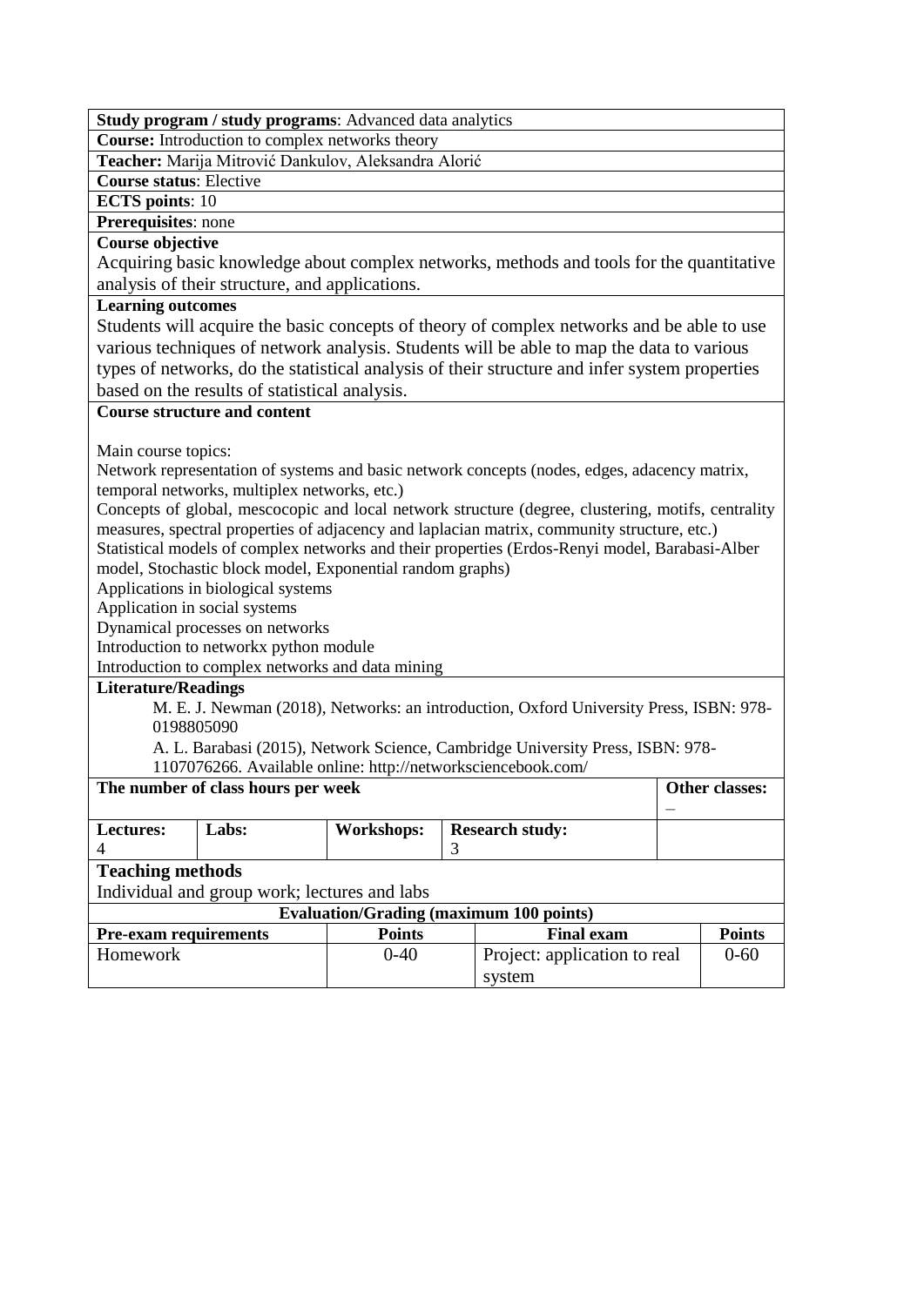**Study program / study programs**: Advanced data analytics

**Course:** Introduction to complex networks theory

**Teacher:** Marija Mitrović Dankulov, Aleksandra Alorić

**Course status**: Elective

**ECTS points**: 10

**Prerequisites**: none

**Course objective**

Acquiring basic knowledge about complex networks, methods and tools for the quantitative analysis of their structure, and applications.

**Learning outcomes**

Students will acquire the basic concepts of theory of complex networks and be able to use various techniques of network analysis. Students will be able to map the data to various types of networks, do the statistical analysis of their structure and infer system properties based on the results of statistical analysis.

**Course structure and content**

Main course topics:

Network representation of systems and basic network concepts (nodes, edges, adacency matrix, temporal networks, multiplex networks, etc.)

Concepts of global, mescocopic and local network structure (degree, clustering, motifs, centrality measures, spectral properties of adjacency and laplacian matrix, community structure, etc.)

Statistical models of complex networks and their properties (Erdos-Renyi model, Barabasi-Alber model, Stochastic block model, Exponential random graphs)

Applications in biological systems

Application in social systems

Dynamical processes on networks

Introduction to networkx python module

Introduction to complex networks and data mining

**Literature/Readings**

M. E. J. Newman (2018), Networks: an introduction, Oxford University Press, ISBN: 978-0198805090

A. L. Barabasi (2015), Network Science, Cambridge University Press, ISBN: 978-1107076266. Available online: http://networksciencebook.com/

| The number of class hours per week | | | | Other classes: – |
|---|---|---|---|---|
| Lectures: 4 | Labs: | Workshops: | Research study: 3 | |

**Teaching methods**

Individual and group work; lectures and labs

| Evaluation/Grading (maximum 100 points) | | | |
|---|---|---|---|
| **Pre-exam requirements** | **Points** | **Final exam** | **Points** |
| Homework | 0-40 | Project: application to real system | 0-60 |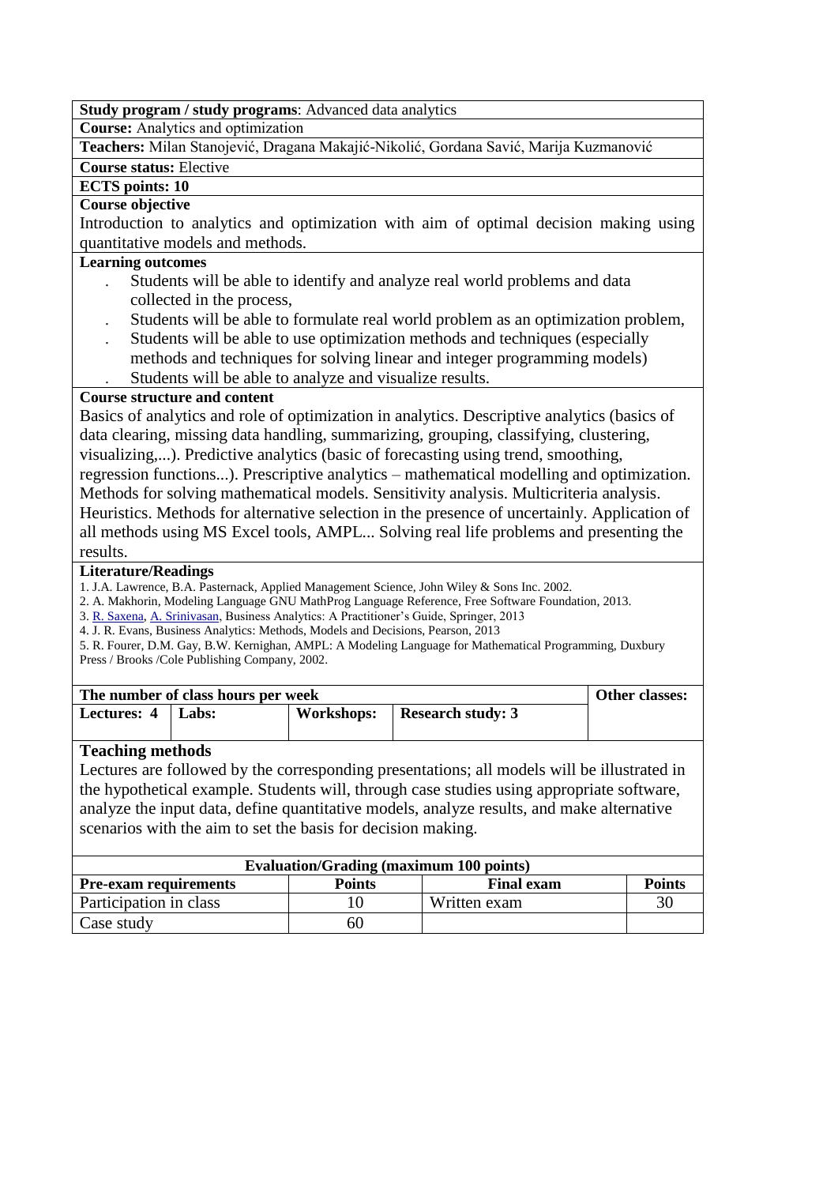**Study program / study programs**: Advanced data analytics

**Course:** Analytics and optimization

**Teachers:** Milan Stanojević, Dragana Makajić-Nikolić, Gordana Savić, Marija Kuzmanović

**Course status:** Elective

**ECTS points: 10**

**Course objective**

Introduction to analytics and optimization with aim of optimal decision making using quantitative models and methods.

**Learning outcomes**

- Students will be able to identify and analyze real world problems and data collected in the process,
- Students will be able to formulate real world problem as an optimization problem,
- Students will be able to use optimization methods and techniques (especially methods and techniques for solving linear and integer programming models)
- Students will be able to analyze and visualize results.

**Course structure and content**

Basics of analytics and role of optimization in analytics. Descriptive analytics (basics of data clearing, missing data handling, summarizing, grouping, classifying, clustering, visualizing,...). Predictive analytics (basic of forecasting using trend, smoothing, regression functions...). Prescriptive analytics – mathematical modelling and optimization. Methods for solving mathematical models. Sensitivity analysis. Multicriteria analysis. Heuristics. Methods for alternative selection in the presence of uncertainly. Application of all methods using MS Excel tools, AMPL... Solving real life problems and presenting the results.

**Literature/Readings**

1. J.A. Lawrence, B.A. Pasternack, Applied Management Science, John Wiley & Sons Inc. 2002.
2. A. Makhorin, Modeling Language GNU MathProg Language Reference, Free Software Foundation, 2013.
3. R. Saxena, A. Srinivasan, Business Analytics: A Practitioner's Guide, Springer, 2013
4. J. R. Evans, Business Analytics: Methods, Models and Decisions, Pearson, 2013
5. R. Fourer, D.M. Gay, B.W. Kernighan, AMPL: A Modeling Language for Mathematical Programming, Duxbury Press / Brooks /Cole Publishing Company, 2002.

| **The number of class hours per week** | | | | **Other classes:** |
|---|---|---|---|---|
| **Lectures: 4** | **Labs:** | **Workshops:** | **Research study: 3** | |

**Teaching methods**

Lectures are followed by the corresponding presentations; all models will be illustrated in the hypothetical example. Students will, through case studies using appropriate software, analyze the input data, define quantitative models, analyze results, and make alternative scenarios with the aim to set the basis for decision making.

| **Evaluation/Grading (maximum 100 points)** | | | |
|---|---|---|---|
| **Pre-exam requirements** | **Points** | **Final exam** | **Points** |
| Participation in class | 10 | Written exam | 30 |
| Case study | 60 | | |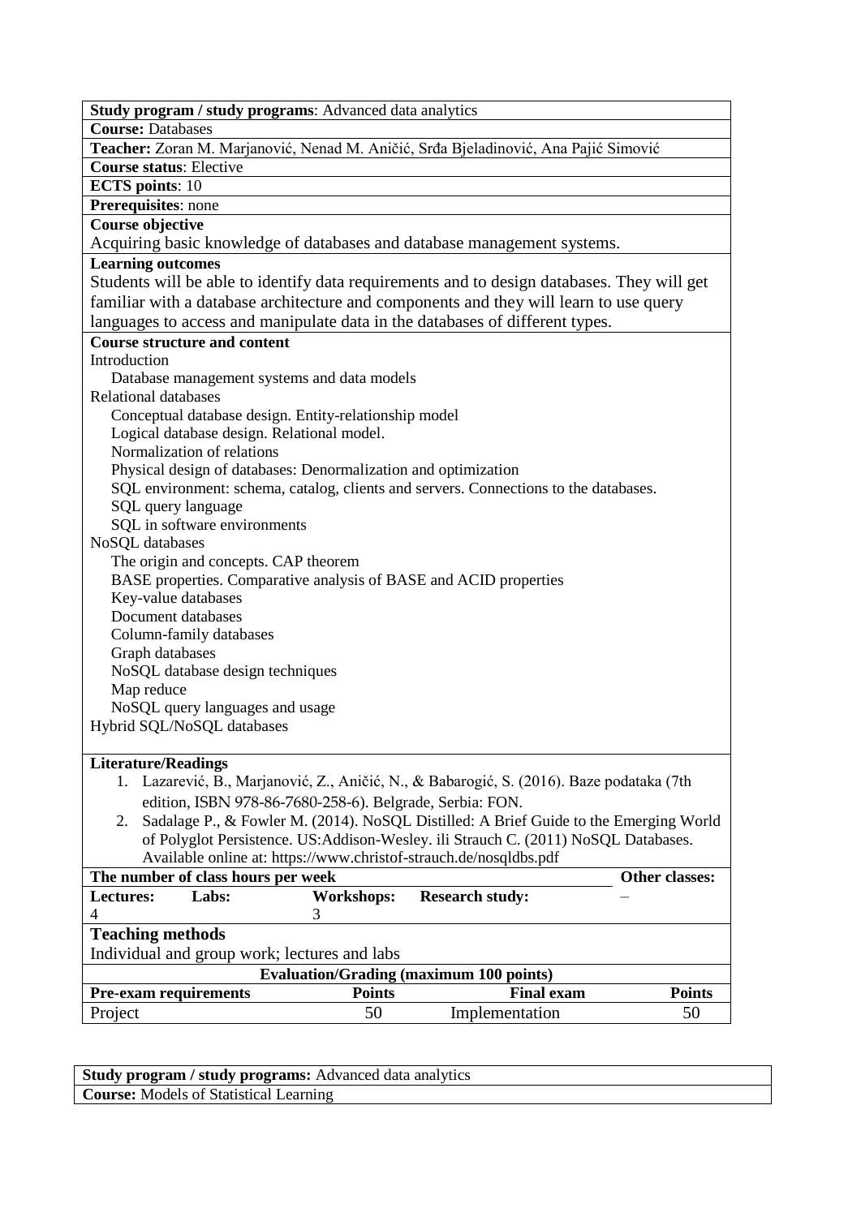**Study program / study programs**: Advanced data analytics

**Course:** Databases

**Teacher:** Zoran M. Marjanović, Nenad M. Aničić, Srđa Bjeladinović, Ana Pajić Simović

**Course status**: Elective

**ECTS points**: 10

**Prerequisites**: none

**Course objective**

Acquiring basic knowledge of databases and database management systems.

**Learning outcomes**

Students will be able to identify data requirements and to design databases. They will get familiar with a database architecture and components and they will learn to use query languages to access and manipulate data in the databases of different types.

**Course structure and content**

Introduction
- Database management systems and data models

Relational databases
- Conceptual database design. Entity-relationship model
- Logical database design. Relational model.
- Normalization of relations
- Physical design of databases: Denormalization and optimization
- SQL environment: schema, catalog, clients and servers. Connections to the databases.
- SQL query language
- SQL in software environments

NoSQL databases
- The origin and concepts. CAP theorem
- BASE properties. Comparative analysis of BASE and ACID properties
- Key-value databases
- Document databases
- Column-family databases
- Graph databases
- NoSQL database design techniques
- Map reduce
- NoSQL query languages and usage

Hybrid SQL/NoSQL databases

**Literature/Readings**

1. Lazarević, B., Marjanović, Z., Aničić, N., & Babarogić, S. (2016). Baze podataka (7th edition, ISBN 978-86-7680-258-6). Belgrade, Serbia: FON.
2. Sadalage P., & Fowler M. (2014). NoSQL Distilled: A Brief Guide to the Emerging World of Polyglot Persistence. US:Addison-Wesley. ili Strauch C. (2011) NoSQL Databases. Available online at: https://www.christof-strauch.de/nosqldbs.pdf

| The number of class hours per week | | | | Other classes: |
|---|---|---|---|---|
| **Lectures:** | **Labs:** | **Workshops:** | **Research study:** | – |
| 4 | | 3 | | |

**Teaching methods**

Individual and group work; lectures and labs

| Evaluation/Grading (maximum 100 points) | | | |
|---|---|---|---|
| **Pre-exam requirements** | **Points** | **Final exam** | **Points** |
| Project | 50 | Implementation | 50 |

**Study program / study programs:** Advanced data analytics

**Course:** Models of Statistical Learning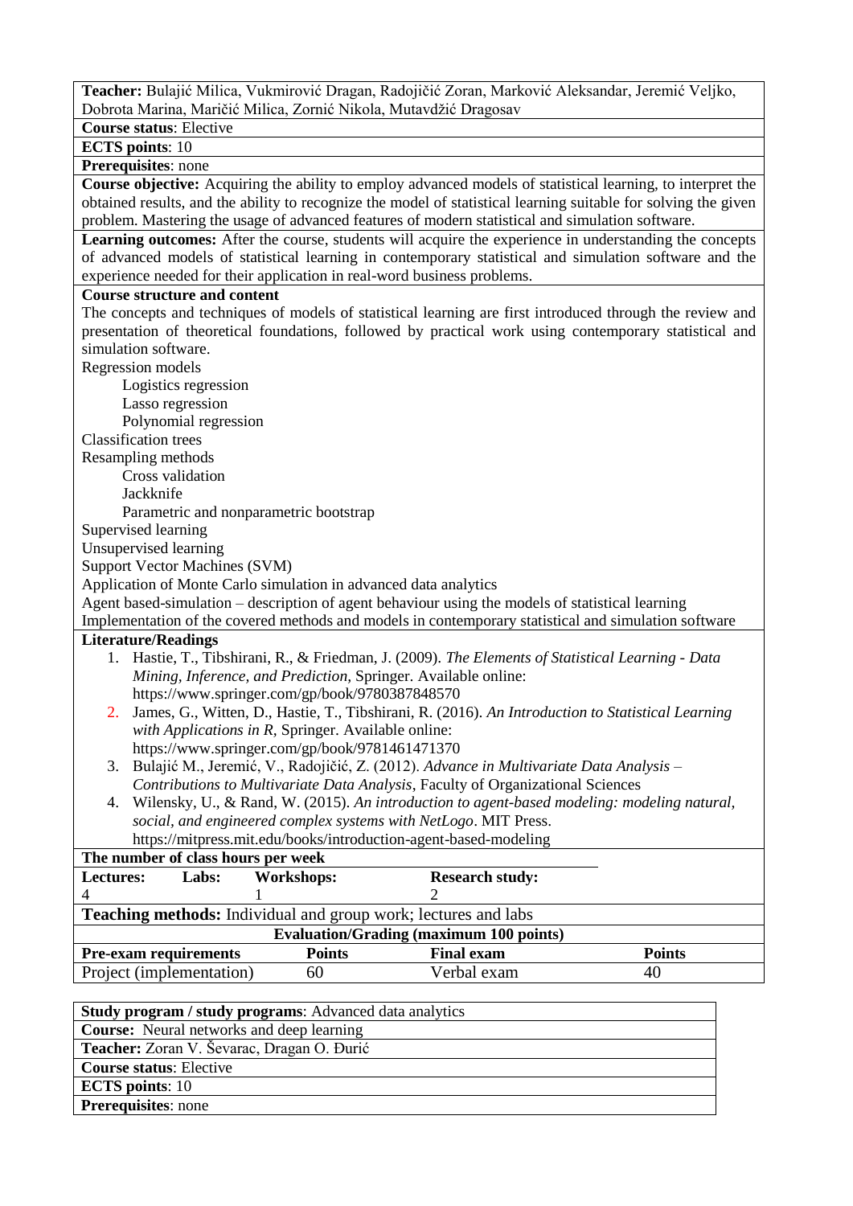**Teacher:** Bulajić Milica, Vukmirović Dragan, Radojičić Zoran, Marković Aleksandar, Jeremić Veljko, Dobrota Marina, Maričić Milica, Zornić Nikola, Mutavdžić Dragosav

**Course status**: Elective

**ECTS points**: 10

**Prerequisites**: none

**Course objective:** Acquiring the ability to employ advanced models of statistical learning, to interpret the obtained results, and the ability to recognize the model of statistical learning suitable for solving the given problem. Mastering the usage of advanced features of modern statistical and simulation software.

**Learning outcomes:** After the course, students will acquire the experience in understanding the concepts of advanced models of statistical learning in contemporary statistical and simulation software and the experience needed for their application in real-word business problems.

**Course structure and content**

The concepts and techniques of models of statistical learning are first introduced through the review and presentation of theoretical foundations, followed by practical work using contemporary statistical and simulation software.

Regression models

- Logistics regression
- Lasso regression
- Polynomial regression

Classification trees

Resampling methods

- Cross validation
- Jackknife
- Parametric and nonparametric bootstrap

Supervised learning

Unsupervised learning

Support Vector Machines (SVM)

Application of Monte Carlo simulation in advanced data analytics

Agent based-simulation – description of agent behaviour using the models of statistical learning

Implementation of the covered methods and models in contemporary statistical and simulation software

**Literature/Readings**

1. Hastie, T., Tibshirani, R., & Friedman, J. (2009). *The Elements of Statistical Learning - Data Mining, Inference, and Prediction*, Springer. Available online: https://www.springer.com/gp/book/9780387848570
2. James, G., Witten, D., Hastie, T., Tibshirani, R. (2016). *An Introduction to Statistical Learning with Applications in R*, Springer. Available online: https://www.springer.com/gp/book/9781461471370
3. Bulajić M., Jeremić, V., Radojičić, Z. (2012). *Advance in Multivariate Data Analysis – Contributions to Multivariate Data Analysis*, Faculty of Organizational Sciences
4. Wilensky, U., & Rand, W. (2015). *An introduction to agent-based modeling: modeling natural, social, and engineered complex systems with NetLogo*. MIT Press. https://mitpress.mit.edu/books/introduction-agent-based-modeling

**The number of class hours per week**

| **Lectures:** | **Labs:** | **Workshops:** | **Research study:** |
|---|---|---|---|
| 4 | | 1 | 2 |

**Teaching methods:** Individual and group work; lectures and labs

**Evaluation/Grading (maximum 100 points)**

| **Pre-exam requirements** | **Points** | **Final exam** | **Points** |
|---|---|---|---|
| Project (implementation) | 60 | Verbal exam | 40 |

**Study program / study programs**: Advanced data analytics

**Course:** Neural networks and deep learning

**Teacher:** Zoran V. Ševarac, Dragan O. Đurić

**Course status**: Elective

**ECTS points**: 10

**Prerequisites**: none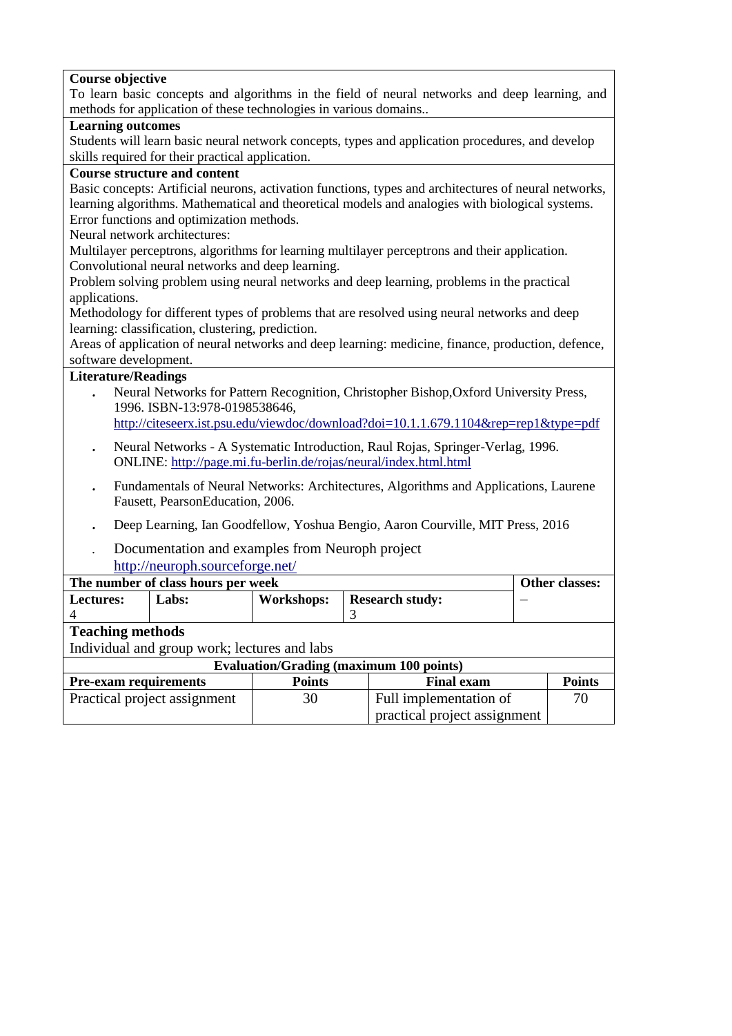**Course objective**

To learn basic concepts and algorithms in the field of neural networks and deep learning, and methods for application of these technologies in various domains..

**Learning outcomes**

Students will learn basic neural network concepts, types and application procedures, and develop skills required for their practical application.

**Course structure and content**

Basic concepts: Artificial neurons, activation functions, types and architectures of neural networks, learning algorithms. Mathematical and theoretical models and analogies with biological systems. Error functions and optimization methods.
Neural network architectures:
Multilayer perceptrons, algorithms for learning multilayer perceptrons and their application.
Convolutional neural networks and deep learning.
Problem solving problem using neural networks and deep learning, problems in the practical applications.
Methodology for different types of problems that are resolved using neural networks and deep learning: classification, clustering, prediction.
Areas of application of neural networks and deep learning: medicine, finance, production, defence, software development.

**Literature/Readings**

- Neural Networks for Pattern Recognition, Christopher Bishop,Oxford University Press, 1996. ISBN-13:978-0198538646, http://citeseerx.ist.psu.edu/viewdoc/download?doi=10.1.1.679.1104&rep=rep1&type=pdf
- Neural Networks - A Systematic Introduction, Raul Rojas, Springer-Verlag, 1996. ONLINE: http://page.mi.fu-berlin.de/rojas/neural/index.html.html
- Fundamentals of Neural Networks: Architectures, Algorithms and Applications, Laurene Fausett, PearsonEducation, 2006.
- Deep Learning, Ian Goodfellow, Yoshua Bengio, Aaron Courville, MIT Press, 2016
- Documentation and examples from Neuroph project http://neuroph.sourceforge.net/

| The number of class hours per week | | | | Other classes: |
|---|---|---|---|---|
| **Lectures:** 4 | **Labs:** | **Workshops:** | **Research study:** 3 | – |

**Teaching methods**

Individual and group work; lectures and labs

| Evaluation/Grading (maximum 100 points) | | | |
|---|---|---|---|
| **Pre-exam requirements** | **Points** | **Final exam** | **Points** |
| Practical project assignment | 30 | Full implementation of practical project assignment | 70 |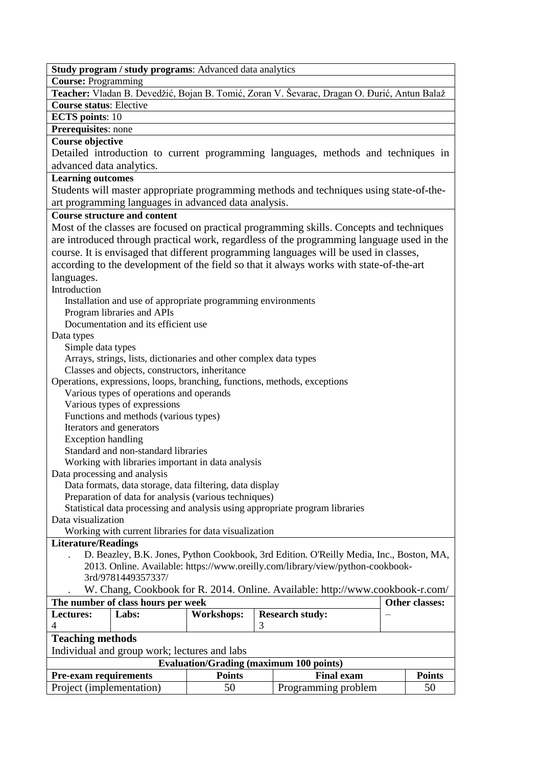**Study program / study programs**: Advanced data analytics

**Course:** Programming

**Teacher:** Vladan B. Devedžić, Bojan B. Tomić, Zoran V. Ševarac, Dragan O. Đurić, Antun Balaž

**Course status**: Elective

**ECTS points**: 10

**Prerequisites**: none

**Course objective**

Detailed introduction to current programming languages, methods and techniques in advanced data analytics.

**Learning outcomes**

Students will master appropriate programming methods and techniques using state-of-the-art programming languages in advanced data analysis.

**Course structure and content**

Most of the classes are focused on practical programming skills. Concepts and techniques are introduced through practical work, regardless of the programming language used in the course. It is envisaged that different programming languages will be used in classes, according to the development of the field so that it always works with state-of-the-art languages.

Introduction
- Installation and use of appropriate programming environments
- Program libraries and APIs
- Documentation and its efficient use

Data types
- Simple data types
- Arrays, strings, lists, dictionaries and other complex data types
- Classes and objects, constructors, inheritance

Operations, expressions, loops, branching, functions, methods, exceptions
- Various types of operations and operands
- Various types of expressions
- Functions and methods (various types)
- Iterators and generators
- Exception handling
- Standard and non-standard libraries
- Working with libraries important in data analysis

Data processing and analysis
- Data formats, data storage, data filtering, data display
- Preparation of data for analysis (various techniques)
- Statistical data processing and analysis using appropriate program libraries

Data visualization
- Working with current libraries for data visualization

**Literature/Readings**

- D. Beazley, B.K. Jones, Python Cookbook, 3rd Edition. O'Reilly Media, Inc., Boston, MA, 2013. Online. Available: https://www.oreilly.com/library/view/python-cookbook-3rd/9781449357337/
- W. Chang, Cookbook for R. 2014. Online. Available: http://www.cookbook-r.com/

| The number of class hours per week | | | | Other classes: |
|---|---|---|---|---|
| **Lectures:** 4 | **Labs:** | **Workshops:** | **Research study:** 3 | – |

**Teaching methods**

Individual and group work; lectures and labs

| Evaluation/Grading (maximum 100 points) | | | |
|---|---|---|---|
| **Pre-exam requirements** | **Points** | **Final exam** | **Points** |
| Project (implementation) | 50 | Programming problem | 50 |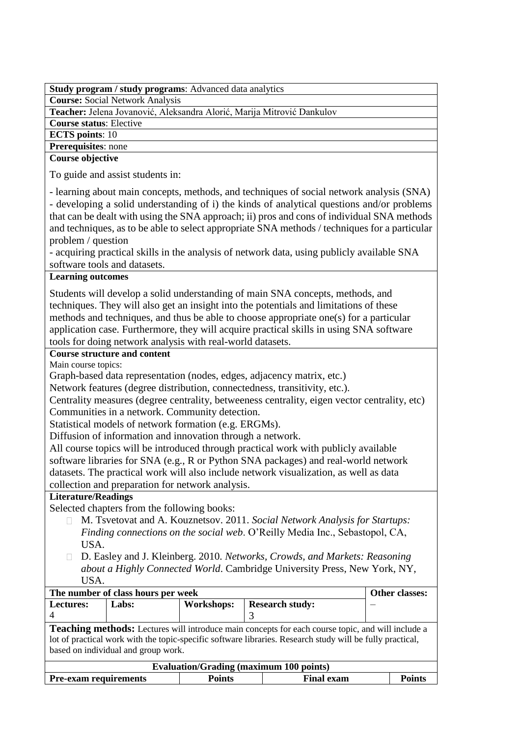**Study program / study programs**: Advanced data analytics

**Course:** Social Network Analysis

**Teacher:** Jelena Jovanović, Aleksandra Alorić, Marija Mitrović Dankulov

**Course status**: Elective

**ECTS points**: 10

**Prerequisites**: none

**Course objective**

To guide and assist students in:

- learning about main concepts, methods, and techniques of social network analysis (SNA)
- developing a solid understanding of i) the kinds of analytical questions and/or problems that can be dealt with using the SNA approach; ii) pros and cons of individual SNA methods and techniques, as to be able to select appropriate SNA methods / techniques for a particular problem / question
- acquiring practical skills in the analysis of network data, using publicly available SNA software tools and datasets.

**Learning outcomes**

Students will develop a solid understanding of main SNA concepts, methods, and techniques. They will also get an insight into the potentials and limitations of these methods and techniques, and thus be able to choose appropriate one(s) for a particular application case. Furthermore, they will acquire practical skills in using SNA software tools for doing network analysis with real-world datasets.

**Course structure and content**

Main course topics:

Graph-based data representation (nodes, edges, adjacency matrix, etc.)
Network features (degree distribution, connectedness, transitivity, etc.).
Centrality measures (degree centrality, betweeness centrality, eigen vector centrality, etc)
Communities in a network. Community detection.
Statistical models of network formation (e.g. ERGMs).
Diffusion of information and innovation through a network.
All course topics will be introduced through practical work with publicly available software libraries for SNA (e.g., R or Python SNA packages) and real-world network datasets. The practical work will also include network visualization, as well as data collection and preparation for network analysis.

**Literature/Readings**

Selected chapters from the following books:

- M. Tsvetovat and A. Kouznetsov. 2011. *Social Network Analysis for Startups: Finding connections on the social web*. O'Reilly Media Inc., Sebastopol, CA, USA.
- D. Easley and J. Kleinberg. 2010. *Networks, Crowds, and Markets: Reasoning about a Highly Connected World*. Cambridge University Press, New York, NY, USA.

| **The number of class hours per week** | | | | **Other classes:** |
|---|---|---|---|---|
| **Lectures:** 4 | **Labs:** | **Workshops:** | **Research study:** 3 | – |

**Teaching methods:** Lectures will introduce main concepts for each course topic, and will include a lot of practical work with the topic-specific software libraries. Research study will be fully practical, based on individual and group work.

| **Evaluation/Grading (maximum 100 points)** | | | |
|---|---|---|---|
| **Pre-exam requirements** | **Points** | **Final exam** | **Points** |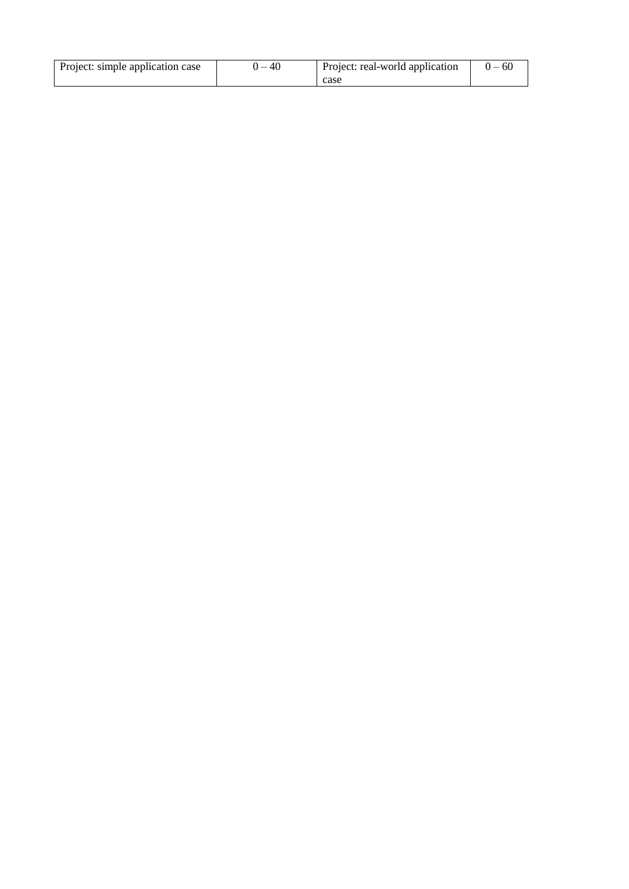| Project: simple application case | 0 – 40 | Project: real-world application case | 0 – 60 |
|---|---|---|---|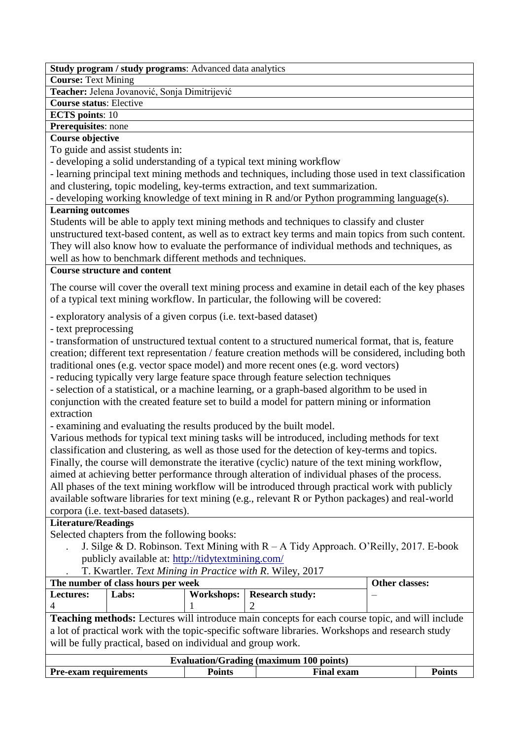**Study program / study programs**: Advanced data analytics

**Course:** Text Mining

**Teacher:** Jelena Jovanović, Sonja Dimitrijević

**Course status**: Elective

**ECTS points**: 10

**Prerequisites**: none

**Course objective**

To guide and assist students in:

- developing a solid understanding of a typical text mining workflow
- learning principal text mining methods and techniques, including those used in text classification and clustering, topic modeling, key-terms extraction, and text summarization.
- developing working knowledge of text mining in R and/or Python programming language(s).

**Learning outcomes**

Students will be able to apply text mining methods and techniques to classify and cluster unstructured text-based content, as well as to extract key terms and main topics from such content. They will also know how to evaluate the performance of individual methods and techniques, as well as how to benchmark different methods and techniques.

**Course structure and content**

The course will cover the overall text mining process and examine in detail each of the key phases of a typical text mining workflow. In particular, the following will be covered:

- exploratory analysis of a given corpus (i.e. text-based dataset)
- text preprocessing
- transformation of unstructured textual content to a structured numerical format, that is, feature creation; different text representation / feature creation methods will be considered, including both traditional ones (e.g. vector space model) and more recent ones (e.g. word vectors)
- reducing typically very large feature space through feature selection techniques
- selection of a statistical, or a machine learning, or a graph-based algorithm to be used in conjunction with the created feature set to build a model for pattern mining or information extraction
- examining and evaluating the results produced by the built model.

Various methods for typical text mining tasks will be introduced, including methods for text classification and clustering, as well as those used for the detection of key-terms and topics. Finally, the course will demonstrate the iterative (cyclic) nature of the text mining workflow, aimed at achieving better performance through alteration of individual phases of the process. All phases of the text mining workflow will be introduced through practical work with publicly available software libraries for text mining (e.g., relevant R or Python packages) and real-world corpora (i.e. text-based datasets).

**Literature/Readings**

Selected chapters from the following books:

- J. Silge & D. Robinson. Text Mining with R – A Tidy Approach. O'Reilly, 2017. E-book publicly available at: [http://tidytextmining.com/](http://tidytextmining.com/)
- T. Kwartler. *Text Mining in Practice with R*. Wiley, 2017

| **The number of class hours per week** | | | | **Other classes:** |
|---|---|---|---|---|
| **Lectures:** 4 | **Labs:** | **Workshops:** 1 | **Research study:** 2 | – |

**Teaching methods:** Lectures will introduce main concepts for each course topic, and will include a lot of practical work with the topic-specific software libraries. Workshops and research study will be fully practical, based on individual and group work.

| **Evaluation/Grading (maximum 100 points)** | | | |
|---|---|---|---|
| **Pre-exam requirements** | **Points** | **Final exam** | **Points** |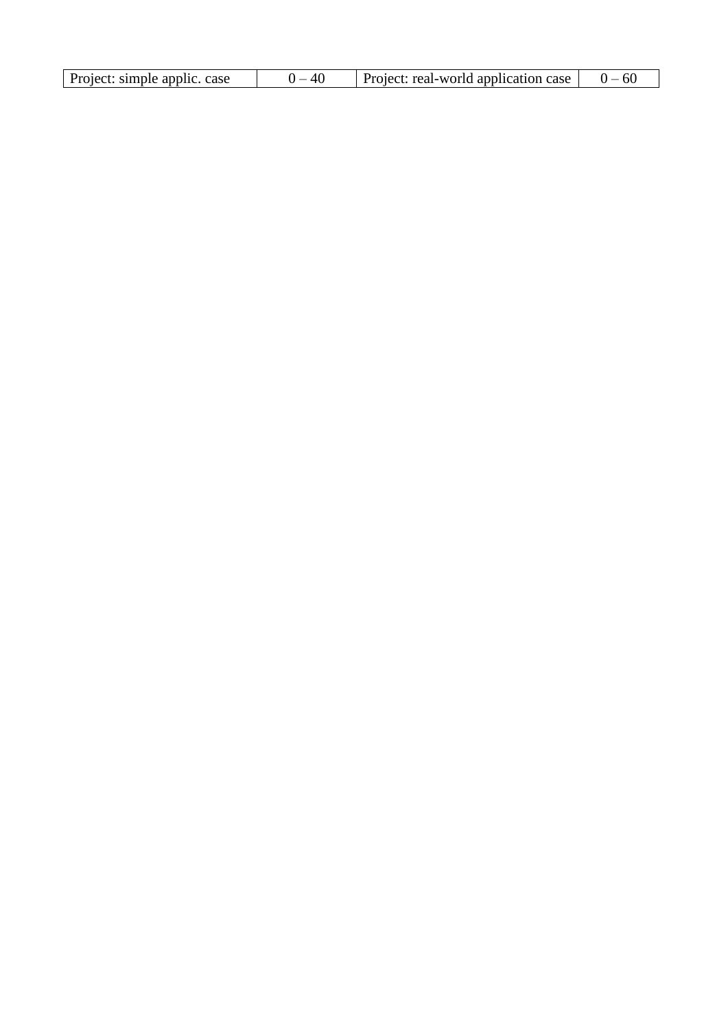| Project: simple applic. case | 0 – 40 | Project: real-world application case | 0 – 60 |
|---|---|---|---|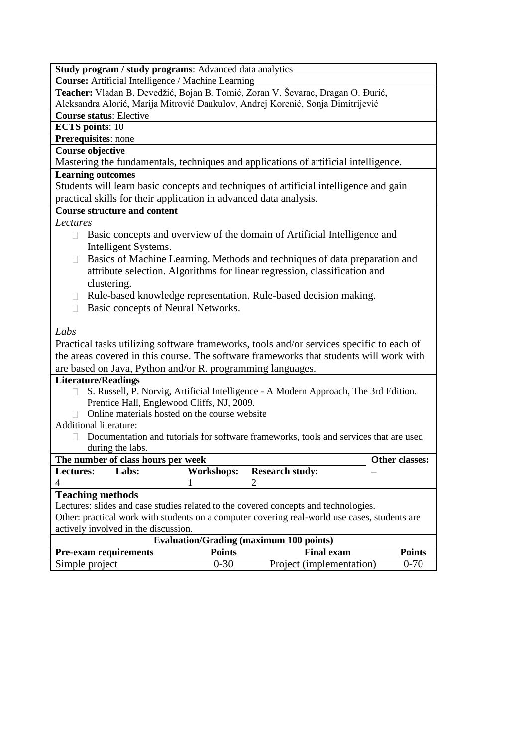**Study program / study programs**: Advanced data analytics

**Course:** Artificial Intelligence / Machine Learning

**Teacher:** Vladan B. Devedžić, Bojan B. Tomić, Zoran V. Ševarac, Dragan O. Đurić, Aleksandra Alorić, Marija Mitrović Dankulov, Andrej Korenić, Sonja Dimitrijević

**Course status**: Elective

**ECTS points**: 10

**Prerequisites**: none

**Course objective**

Mastering the fundamentals, techniques and applications of artificial intelligence.

**Learning outcomes**

Students will learn basic concepts and techniques of artificial intelligence and gain practical skills for their application in advanced data analysis.

**Course structure and content**

*Lectures*

- Basic concepts and overview of the domain of Artificial Intelligence and Intelligent Systems.
- Basics of Machine Learning. Methods and techniques of data preparation and attribute selection. Algorithms for linear regression, classification and clustering.
- Rule-based knowledge representation. Rule-based decision making.
- Basic concepts of Neural Networks.

*Labs*

Practical tasks utilizing software frameworks, tools and/or services specific to each of the areas covered in this course. The software frameworks that students will work with are based on Java, Python and/or R. programming languages.

**Literature/Readings**

- S. Russell, P. Norvig, Artificial Intelligence - A Modern Approach, The 3rd Edition. Prentice Hall, Englewood Cliffs, NJ, 2009.
- Online materials hosted on the course website

Additional literature:

- Documentation and tutorials for software frameworks, tools and services that are used during the labs.

| The number of class hours per week | | | | Other classes: |
|---|---|---|---|---|
| **Lectures:** | **Labs:** | **Workshops:** | **Research study:** | – |
| 4 | | 1 | 2 | |

**Teaching methods**

Lectures: slides and case studies related to the covered concepts and technologies.

Other: practical work with students on a computer covering real-world use cases, students are actively involved in the discussion.

| Evaluation/Grading (maximum 100 points) | | | |
|---|---|---|---|
| **Pre-exam requirements** | **Points** | **Final exam** | **Points** |
| Simple project | 0-30 | Project (implementation) | 0-70 |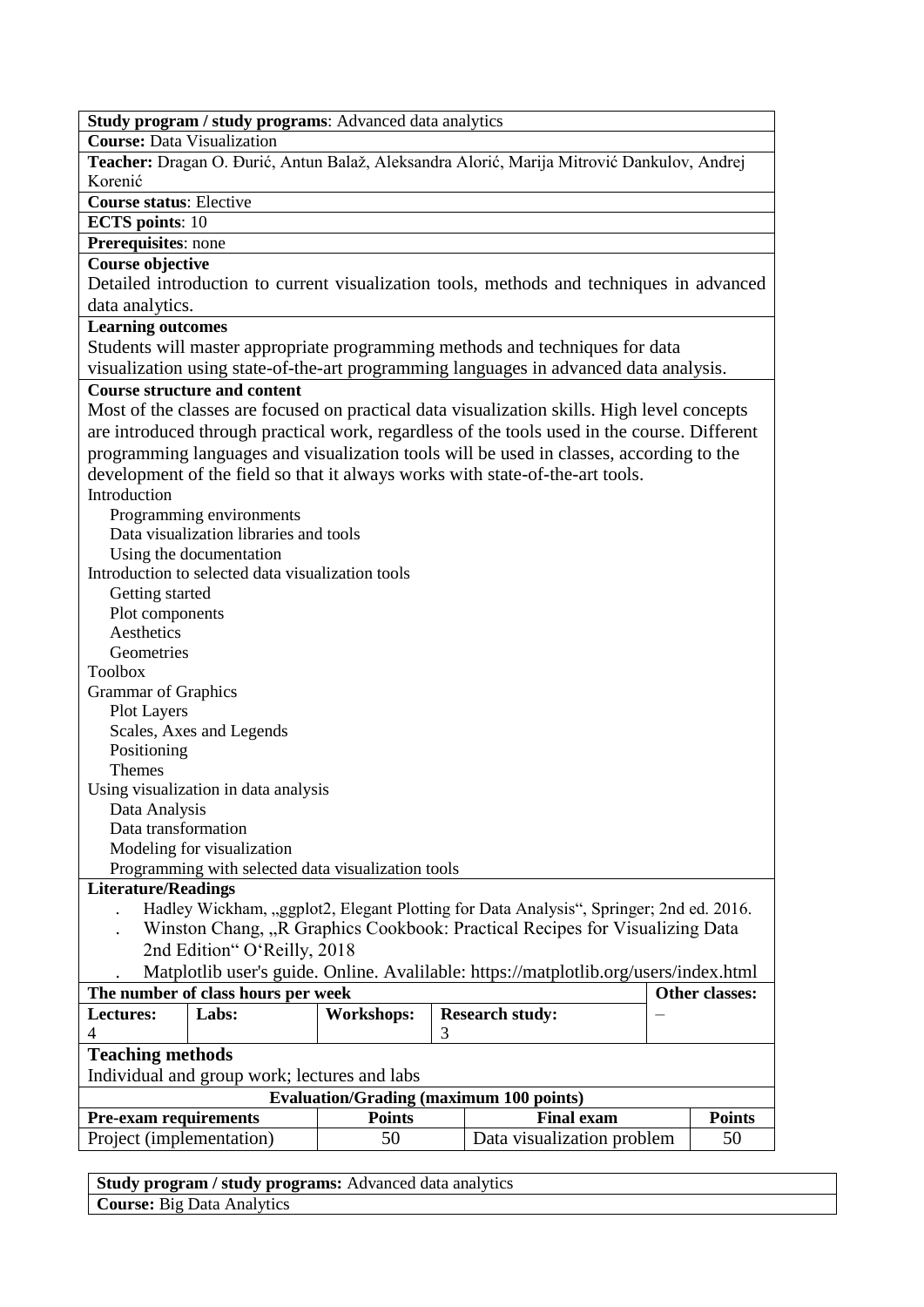**Study program / study programs**: Advanced data analytics

**Course:** Data Visualization

**Teacher:** Dragan O. Đurić, Antun Balaž, Aleksandra Alorić, Marija Mitrović Dankulov, Andrej Korenić

**Course status**: Elective

**ECTS points**: 10

**Prerequisites**: none

**Course objective**

Detailed introduction to current visualization tools, methods and techniques in advanced data analytics.

**Learning outcomes**

Students will master appropriate programming methods and techniques for data visualization using state-of-the-art programming languages in advanced data analysis.

**Course structure and content**

Most of the classes are focused on practical data visualization skills. High level concepts are introduced through practical work, regardless of the tools used in the course. Different programming languages and visualization tools will be used in classes, according to the development of the field so that it always works with state-of-the-art tools.

- Introduction
  - Programming environments
  - Data visualization libraries and tools
  - Using the documentation
- Introduction to selected data visualization tools
  - Getting started
  - Plot components
  - Aesthetics
  - Geometries
- Toolbox
- Grammar of Graphics
  - Plot Layers
  - Scales, Axes and Legends
  - Positioning
  - Themes
- Using visualization in data analysis
  - Data Analysis
  - Data transformation
  - Modeling for visualization
  - Programming with selected data visualization tools

**Literature/Readings**

- Hadley Wickham, „ggplot2, Elegant Plotting for Data Analysis", Springer; 2nd ed. 2016.
- Winston Chang, „R Graphics Cookbook: Practical Recipes for Visualizing Data 2nd Edition" O'Reilly, 2018
- Matplotlib user's guide. Online. Avalilable: https://matplotlib.org/users/index.html

| **The number of class hours per week** | | | | **Other classes:** |
|---|---|---|---|---|
| **Lectures:** 4 | **Labs:** | **Workshops:** | **Research study:** 3 | – |

**Teaching methods**

Individual and group work; lectures and labs

| **Evaluation/Grading (maximum 100 points)** | | | |
|---|---|---|---|
| **Pre-exam requirements** | **Points** | **Final exam** | **Points** |
| Project (implementation) | 50 | Data visualization problem | 50 |

**Study program / study programs:** Advanced data analytics

**Course:** Big Data Analytics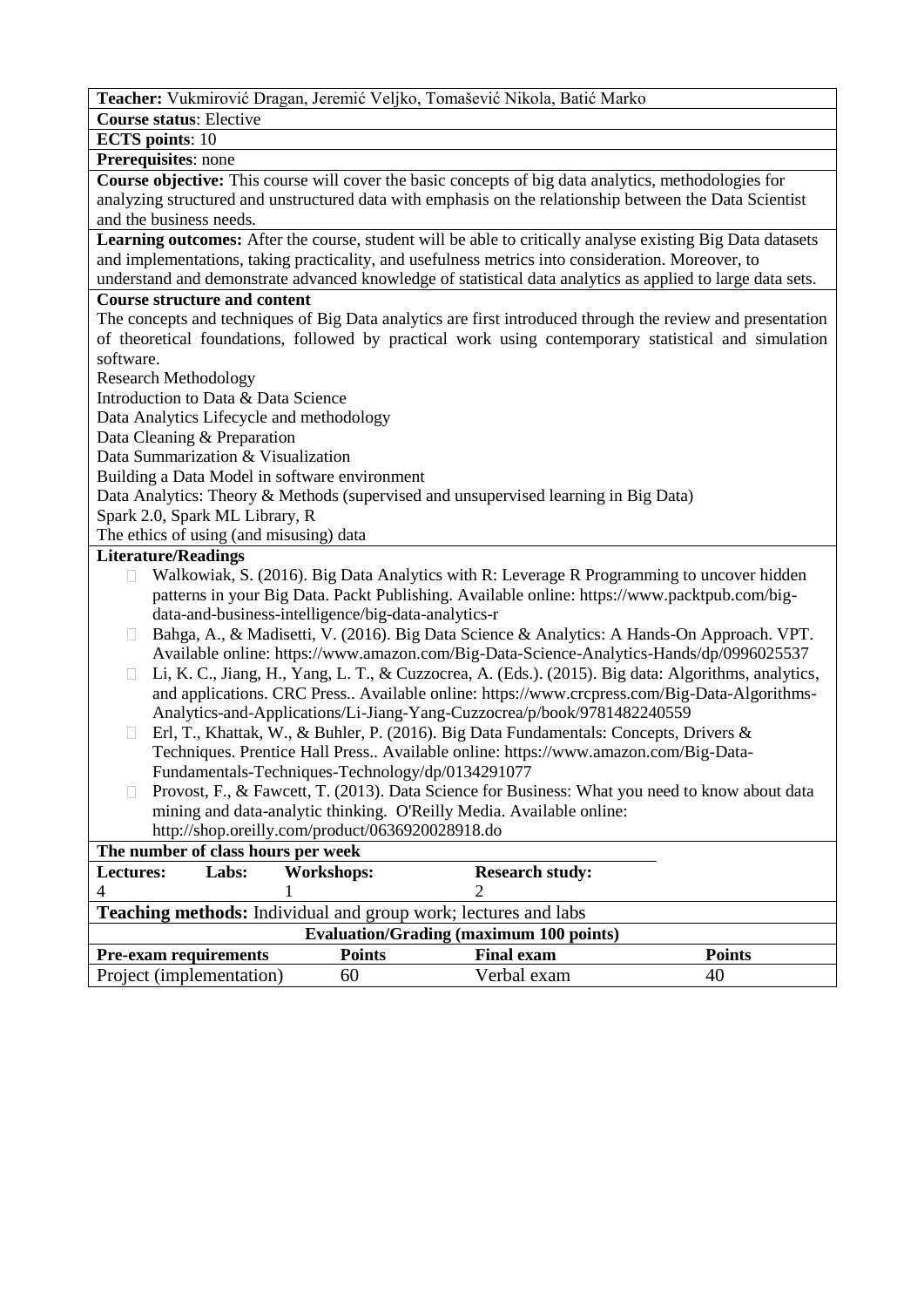**Teacher:** Vukmirović Dragan, Jeremić Veljko, Tomašević Nikola, Batić Marko

**Course status**: Elective

**ECTS points**: 10

**Prerequisites**: none

**Course objective:** This course will cover the basic concepts of big data analytics, methodologies for analyzing structured and unstructured data with emphasis on the relationship between the Data Scientist and the business needs.

**Learning outcomes:** After the course, student will be able to critically analyse existing Big Data datasets and implementations, taking practicality, and usefulness metrics into consideration. Moreover, to understand and demonstrate advanced knowledge of statistical data analytics as applied to large data sets.

**Course structure and content**

The concepts and techniques of Big Data analytics are first introduced through the review and presentation of theoretical foundations, followed by practical work using contemporary statistical and simulation software.

Research Methodology
Introduction to Data & Data Science
Data Analytics Lifecycle and methodology
Data Cleaning & Preparation
Data Summarization & Visualization
Building a Data Model in software environment
Data Analytics: Theory & Methods (supervised and unsupervised learning in Big Data)
Spark 2.0, Spark ML Library, R
The ethics of using (and misusing) data

**Literature/Readings**

- Walkowiak, S. (2016). Big Data Analytics with R: Leverage R Programming to uncover hidden patterns in your Big Data. Packt Publishing. Available online: https://www.packtpub.com/big-data-and-business-intelligence/big-data-analytics-r
- Bahga, A., & Madisetti, V. (2016). Big Data Science & Analytics: A Hands-On Approach. VPT. Available online: https://www.amazon.com/Big-Data-Science-Analytics-Hands/dp/0996025537
- Li, K. C., Jiang, H., Yang, L. T., & Cuzzocrea, A. (Eds.). (2015). Big data: Algorithms, analytics, and applications. CRC Press.. Available online: https://www.crcpress.com/Big-Data-Algorithms-Analytics-and-Applications/Li-Jiang-Yang-Cuzzocrea/p/book/9781482240559
- Erl, T., Khattak, W., & Buhler, P. (2016). Big Data Fundamentals: Concepts, Drivers & Techniques. Prentice Hall Press.. Available online: https://www.amazon.com/Big-Data-Fundamentals-Techniques-Technology/dp/0134291077
- Provost, F., & Fawcett, T. (2013). Data Science for Business: What you need to know about data mining and data-analytic thinking. O'Reilly Media. Available online: http://shop.oreilly.com/product/0636920028918.do

**The number of class hours per week**

| Lectures: | Labs: | Workshops: | Research study: |
|---|---|---|---|
| 4 | | 1 | 2 |

**Teaching methods:** Individual and group work; lectures and labs

**Evaluation/Grading (maximum 100 points)**

| Pre-exam requirements | Points | Final exam | Points |
|---|---|---|---|
| Project (implementation) | 60 | Verbal exam | 40 |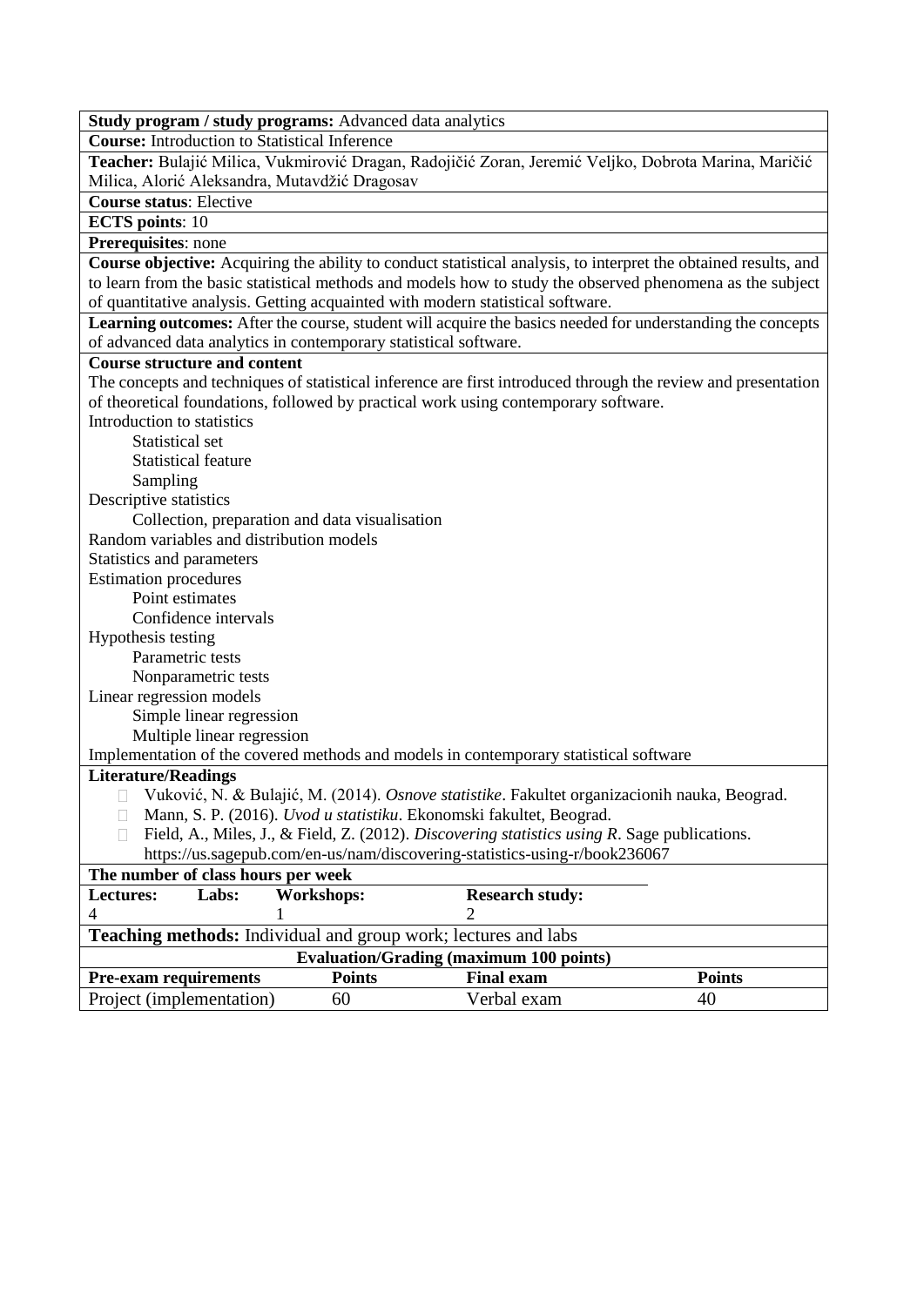**Study program / study programs:** Advanced data analytics

**Course:** Introduction to Statistical Inference

**Teacher:** Bulajić Milica, Vukmirović Dragan, Radojičić Zoran, Jeremić Veljko, Dobrota Marina, Maričić Milica, Alorić Aleksandra, Mutavdžić Dragosav

**Course status**: Elective

**ECTS points**: 10

**Prerequisites**: none

**Course objective:** Acquiring the ability to conduct statistical analysis, to interpret the obtained results, and to learn from the basic statistical methods and models how to study the observed phenomena as the subject of quantitative analysis. Getting acquainted with modern statistical software.

**Learning outcomes:** After the course, student will acquire the basics needed for understanding the concepts of advanced data analytics in contemporary statistical software.

**Course structure and content**

The concepts and techniques of statistical inference are first introduced through the review and presentation of theoretical foundations, followed by practical work using contemporary software.

Introduction to statistics
- Statistical set
- Statistical feature
- Sampling

Descriptive statistics
- Collection, preparation and data visualisation

Random variables and distribution models

Statistics and parameters

Estimation procedures
- Point estimates
- Confidence intervals

Hypothesis testing
- Parametric tests
- Nonparametric tests

Linear regression models
- Simple linear regression
- Multiple linear regression

Implementation of the covered methods and models in contemporary statistical software

**Literature/Readings**

- Vuković, N. & Bulajić, M. (2014). *Osnove statistike*. Fakultet organizacionih nauka, Beograd.
- Mann, S. P. (2016). *Uvod u statistiku*. Ekonomski fakultet, Beograd.
- Field, A., Miles, J., & Field, Z. (2012). *Discovering statistics using R*. Sage publications. https://us.sagepub.com/en-us/nam/discovering-statistics-using-r/book236067

**The number of class hours per week**

| Lectures: | Labs: | Workshops: | Research study: |
|---|---|---|---|
| 4 | | 1 | 2 |

**Teaching methods:** Individual and group work; lectures and labs

**Evaluation/Grading (maximum 100 points)**

| Pre-exam requirements | Points | Final exam | Points |
|---|---|---|---|
| Project (implementation) | 60 | Verbal exam | 40 |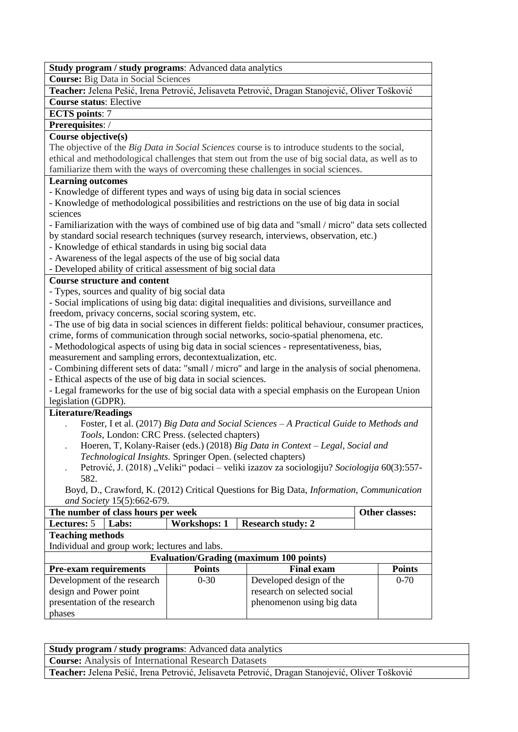**Study program / study programs**: Advanced data analytics

**Course:** Big Data in Social Sciences

**Teacher:** Jelena Pešić, Irena Petrović, Jelisaveta Petrović, Dragan Stanojević, Oliver Tošković

**Course status**: Elective

**ECTS points**: 7

**Prerequisites**: /

**Course objective(s)**

The objective of the *Big Data in Social Sciences* course is to introduce students to the social, ethical and methodological challenges that stem out from the use of big social data, as well as to familiarize them with the ways of overcoming these challenges in social sciences.

**Learning outcomes**

- Knowledge of different types and ways of using big data in social sciences
- Knowledge of methodological possibilities and restrictions on the use of big data in social sciences
- Familiarization with the ways of combined use of big data and "small / micro" data sets collected by standard social research techniques (survey research, interviews, observation, etc.)
- Knowledge of ethical standards in using big social data
- Awareness of the legal aspects of the use of big social data
- Developed ability of critical assessment of big social data

**Course structure and content**

- Types, sources and quality of big social data
- Social implications of using big data: digital inequalities and divisions, surveillance and freedom, privacy concerns, social scoring system, etc.
- The use of big data in social sciences in different fields: political behaviour, consumer practices, crime, forms of communication through social networks, socio-spatial phenomena, etc.
- Methodological aspects of using big data in social sciences - representativeness, bias, measurement and sampling errors, decontextualization, etc.
- Combining different sets of data: "small / micro" and large in the analysis of social phenomena.
- Ethical aspects of the use of big data in social sciences.
- Legal frameworks for the use of big social data with a special emphasis on the European Union legislation (GDPR).

**Literature/Readings**

- Foster, I et al. (2017) *Big Data and Social Sciences – A Practical Guide to Methods and Tools*, London: CRC Press. (selected chapters)
- Hoeren, T, Kolany-Raiser (eds.) (2018) *Big Data in Context – Legal, Social and Technological Insights.* Springer Open. (selected chapters)
- Petrović, J. (2018) „Veliki" podaci – veliki izazov za sociologiju? *Sociologija* 60(3):557-582.

Boyd, D., Crawford, K. (2012) Critical Questions for Big Data, *Information, Communication and Society* 15(5):662-679.

| **The number of class hours per week** | | | | **Other classes:** |
|---|---|---|---|---|
| **Lectures:** 5 | **Labs:** | **Workshops: 1** | **Research study: 2** | |

**Teaching methods**

Individual and group work; lectures and labs.

**Evaluation/Grading (maximum 100 points)**

| **Pre-exam requirements** | **Points** | **Final exam** | **Points** |
|---|---|---|---|
| Development of the research design and Power point presentation of the research phases | 0-30 | Developed design of the research on selected social phenomenon using big data | 0-70 |

**Study program / study programs**: Advanced data analytics

**Course:** Analysis of International Research Datasets

**Teacher:** Jelena Pešić, Irena Petrović, Jelisaveta Petrović, Dragan Stanojević, Oliver Tošković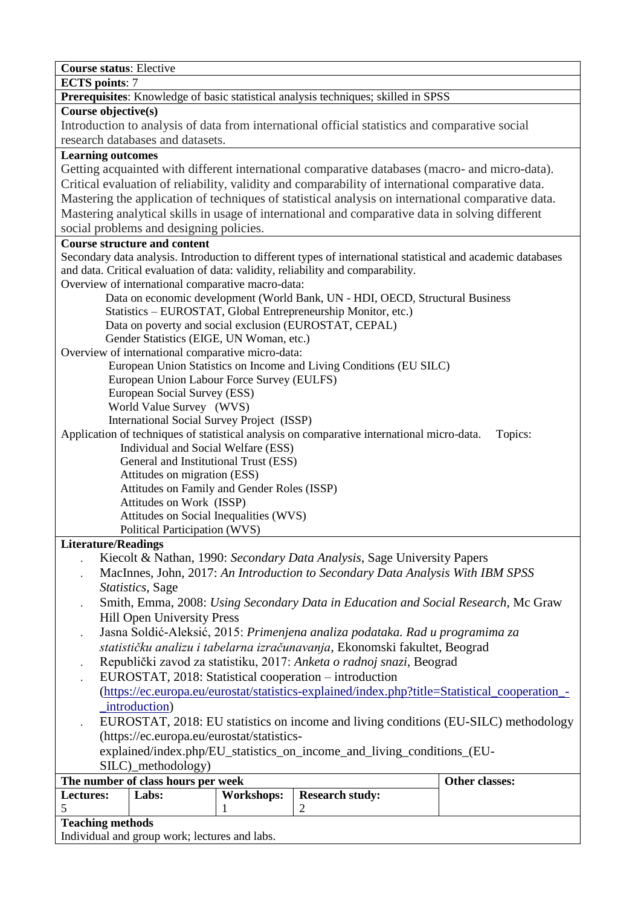**Course status**: Elective

**ECTS points**: 7

**Prerequisites**: Knowledge of basic statistical analysis techniques; skilled in SPSS

**Course objective(s)**

Introduction to analysis of data from international official statistics and comparative social research databases and datasets.

**Learning outcomes**

Getting acquainted with different international comparative databases (macro- and micro-data). Critical evaluation of reliability, validity and comparability of international comparative data. Mastering the application of techniques of statistical analysis on international comparative data. Mastering analytical skills in usage of international and comparative data in solving different social problems and designing policies.

**Course structure and content**

Secondary data analysis. Introduction to different types of international statistical and academic databases and data. Critical evaluation of data: validity, reliability and comparability.

Overview of international comparative macro-data:

- Data on economic development (World Bank, UN - HDI, OECD, Structural Business Statistics – EUROSTAT, Global Entrepreneurship Monitor, etc.)
- Data on poverty and social exclusion (EUROSTAT, CEPAL)
- Gender Statistics (EIGE, UN Woman, etc.)

Overview of international comparative micro-data:

- European Union Statistics on Income and Living Conditions (EU SILC)
- European Union Labour Force Survey (EULFS)
- European Social Survey (ESS)
- World Value Survey (WVS)
- International Social Survey Project (ISSP)

Application of techniques of statistical analysis on comparative international micro-data. Topics:

- Individual and Social Welfare (ESS)
- General and Institutional Trust (ESS)
- Attitudes on migration (ESS)
- Attitudes on Family and Gender Roles (ISSP)
- Attitudes on Work (ISSP)
- Attitudes on Social Inequalities (WVS)
- Political Participation (WVS)

**Literature/Readings**

- Kiecolt & Nathan, 1990: *Secondary Data Analysis*, Sage University Papers
- MacInnes, John, 2017: *An Introduction to Secondary Data Analysis With IBM SPSS Statistics*, Sage
- Smith, Emma, 2008: *Using Secondary Data in Education and Social Research*, Mc Graw Hill Open University Press
- Jasna Soldić-Aleksić, 2015: *Primenjena analiza podataka. Rad u programima za statističku analizu i tabelarna izračunavanja*, Ekonomski fakultet, Beograd
- Republički zavod za statistiku, 2017: *Anketa o radnoj snazi*, Beograd
- EUROSTAT, 2018: Statistical cooperation – introduction (https://ec.europa.eu/eurostat/statistics-explained/index.php?title=Statistical_cooperation_-_introduction)
- EUROSTAT, 2018: EU statistics on income and living conditions (EU-SILC) methodology (https://ec.europa.eu/eurostat/statistics-explained/index.php/EU_statistics_on_income_and_living_conditions_(EU-SILC)_methodology)

| The number of class hours per week | | | | Other classes: |
|---|---|---|---|---|
| **Lectures:** 5 | **Labs:** | **Workshops:** 1 | **Research study:** 2 | |

**Teaching methods**

Individual and group work; lectures and labs.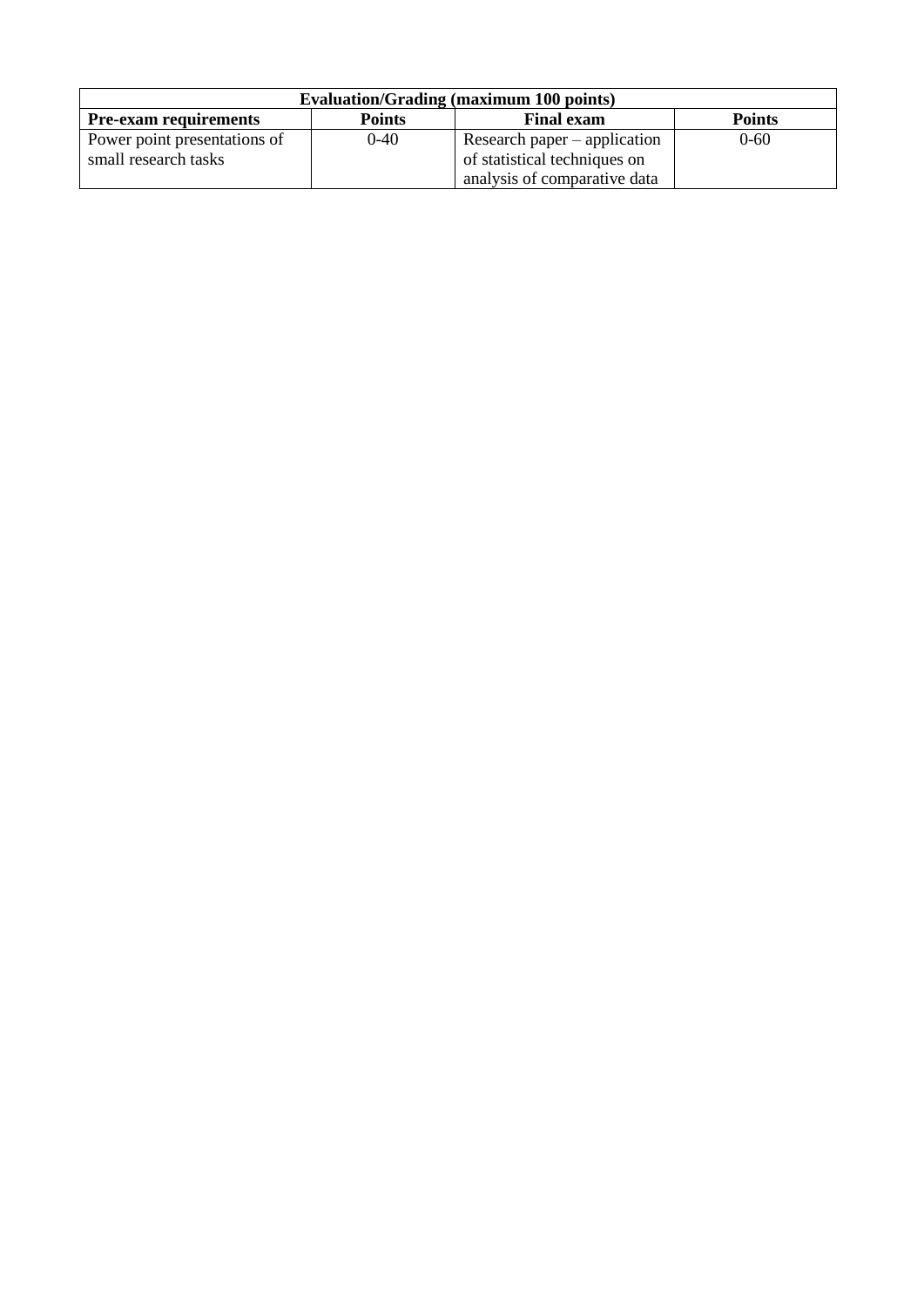| Evaluation/Grading (maximum 100 points) | | | |
|---|---|---|---|
| **Pre-exam requirements** | **Points** | **Final exam** | **Points** |
| Power point presentations of small research tasks | 0-40 | Research paper – application of statistical techniques on analysis of comparative data | 0-60 |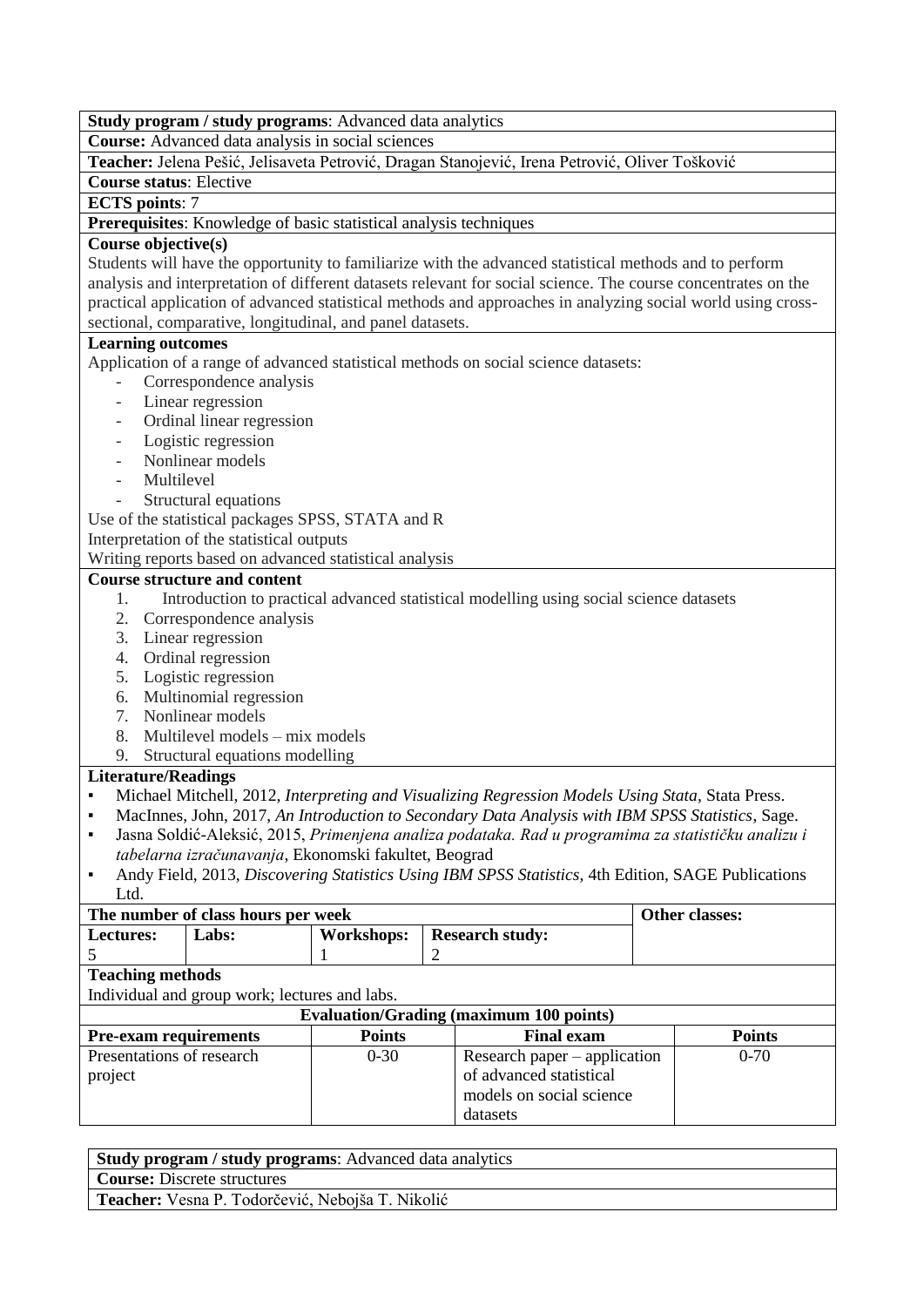**Study program / study programs**: Advanced data analytics

**Course:** Advanced data analysis in social sciences

**Teacher:** Jelena Pešić, Jelisaveta Petrović, Dragan Stanojević, Irena Petrović, Oliver Tošković

**Course status**: Elective

**ECTS points**: 7

**Prerequisites**: Knowledge of basic statistical analysis techniques

**Course objective(s)**

Students will have the opportunity to familiarize with the advanced statistical methods and to perform analysis and interpretation of different datasets relevant for social science. The course concentrates on the practical application of advanced statistical methods and approaches in analyzing social world using cross-sectional, comparative, longitudinal, and panel datasets.

**Learning outcomes**

Application of a range of advanced statistical methods on social science datasets:

- Correspondence analysis
- Linear regression
- Ordinal linear regression
- Logistic regression
- Nonlinear models
- Multilevel
- Structural equations

Use of the statistical packages SPSS, STATA and R

Interpretation of the statistical outputs

Writing reports based on advanced statistical analysis

**Course structure and content**

1. Introduction to practical advanced statistical modelling using social science datasets
2. Correspondence analysis
3. Linear regression
4. Ordinal regression
5. Logistic regression
6. Multinomial regression
7. Nonlinear models
8. Multilevel models – mix models
9. Structural equations modelling

**Literature/Readings**

- Michael Mitchell, 2012, *Interpreting and Visualizing Regression Models Using Stata,* Stata Press.
- MacInnes, John, 2017, *An Introduction to Secondary Data Analysis with IBM SPSS Statistics*, Sage.
- Jasna Soldić-Aleksić, 2015, *Primenjena analiza podataka. Rad u programima za statističku analizu i tabelarna izračunavanja*, Ekonomski fakultet, Beograd
- Andy Field, 2013, *Discovering Statistics Using IBM SPSS Statistics,* 4th Edition, SAGE Publications Ltd.

| The number of class hours per week | | | | Other classes: |
|---|---|---|---|---|
| **Lectures:** | **Labs:** | **Workshops:** | **Research study:** | |
| 5 | | 1 | 2 | |

**Teaching methods**

Individual and group work; lectures and labs.

| Evaluation/Grading (maximum 100 points) | | | |
|---|---|---|---|
| **Pre-exam requirements** | **Points** | **Final exam** | **Points** |
| Presentations of research project | 0-30 | Research paper – application of advanced statistical models on social science datasets | 0-70 |

**Study program / study programs**: Advanced data analytics

**Course:** Discrete structures

**Teacher:** Vesna P. Todorčević, Nebojša T. Nikolić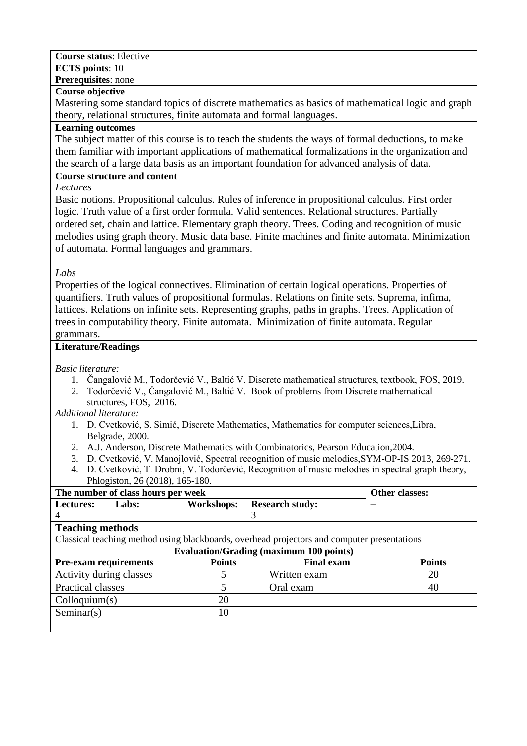**Course status**: Elective

**ECTS points**: 10

**Prerequisites**: none

**Course objective**

Mastering some standard topics of discrete mathematics as basics of mathematical logic and graph theory, relational structures, finite automata and formal languages.

**Learning outcomes**

The subject matter of this course is to teach the students the ways of formal deductions, to make them familiar with important applications of mathematical formalizations in the organization and the search of a large data basis as an important foundation for advanced analysis of data.

**Course structure and content**

*Lectures*

Basic notions. Propositional calculus. Rules of inference in propositional calculus. First order logic. Truth value of a first order formula. Valid sentences. Relational structures. Partially ordered set, chain and lattice. Elementary graph theory. Trees. Coding and recognition of music melodies using graph theory. Music data base. Finite machines and finite automata. Minimization of automata. Formal languages and grammars.

*Labs*

Properties of the logical connectives. Elimination of certain logical operations. Properties of quantifiers. Truth values of propositional formulas. Relations on finite sets. Suprema, infima, lattices. Relations on infinite sets. Representing graphs, paths in graphs. Trees. Application of trees in computability theory. Finite automata. Minimization of finite automata. Regular grammars.

**Literature/Readings**

*Basic literature:*

1. Čangalović M., Todorčević V., Baltić V. Discrete mathematical structures, textbook, FOS, 2019.
2. Todorčević V., Čangalović M., Baltić V. Book of problems from Discrete mathematical structures, FOS, 2016.

*Additional literature:*

1. D. Cvetković, S. Simić, Discrete Mathematics, Mathematics for computer sciences,Libra, Belgrade, 2000.
2. A.J. Anderson, Discrete Mathematics with Combinatorics, Pearson Education,2004.
3. D. Cvetković, V. Manojlović, Spectral recognition of music melodies,SYM-OP-IS 2013, 269-271.
4. D. Cvetković, T. Drobni, V. Todorčević, Recognition of music melodies in spectral graph theory, Phlogiston, 26 (2018), 165-180.

| The number of class hours per week | | | | Other classes: |
|---|---|---|---|---|
| **Lectures:** | **Labs:** | **Workshops:** | **Research study:** | – |
| 4 | | | 3 | |

**Teaching methods**

Classical teaching method using blackboards, overhead projectors and computer presentations

| Evaluation/Grading (maximum 100 points) | | | |
|---|---|---|---|
| **Pre-exam requirements** | **Points** | **Final exam** | **Points** |
| Activity during classes | 5 | Written exam | 20 |
| Practical classes | 5 | Oral exam | 40 |
| Colloquium(s) | 20 | | |
| Seminar(s) | 10 | | |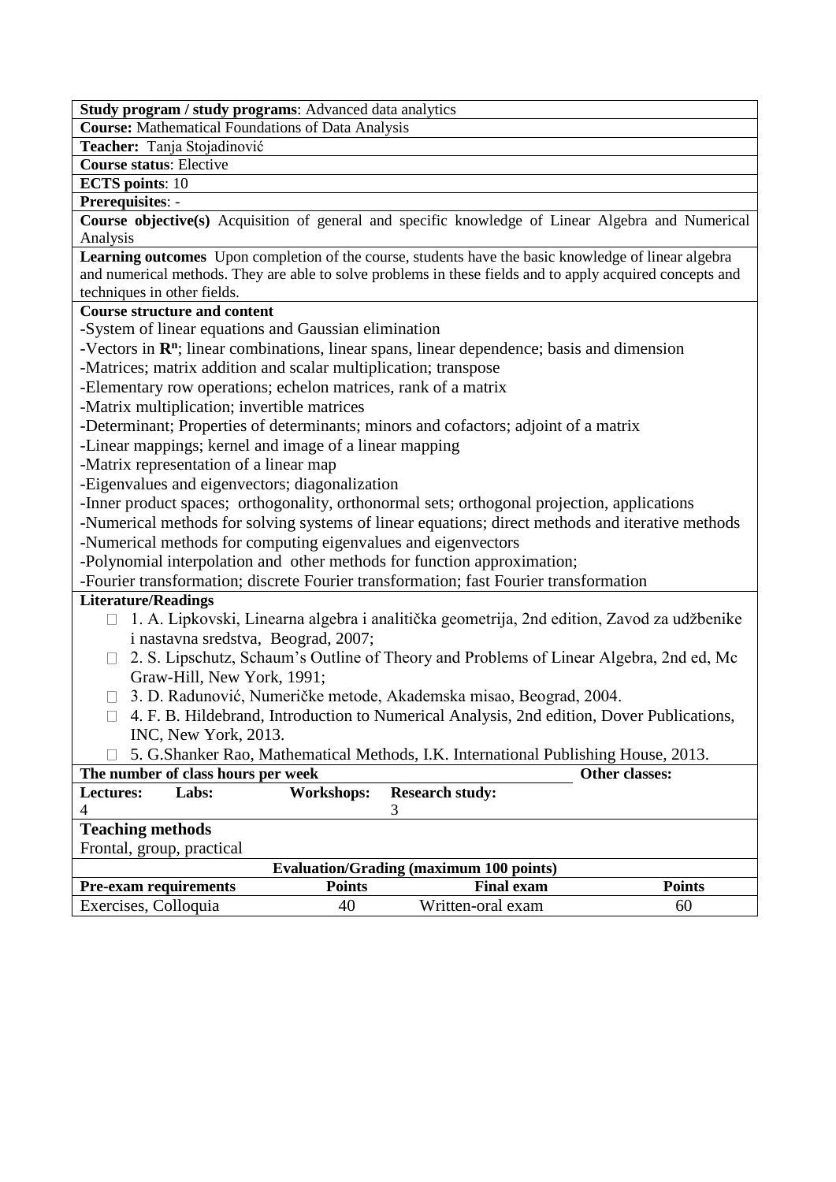**Study program / study programs**: Advanced data analytics

**Course:** Mathematical Foundations of Data Analysis

**Teacher:** Tanja Stojadinović

**Course status**: Elective

**ECTS points**: 10

**Prerequisites**: -

**Course objective(s)** Acquisition of general and specific knowledge of Linear Algebra and Numerical Analysis

**Learning outcomes** Upon completion of the course, students have the basic knowledge of linear algebra and numerical methods. They are able to solve problems in these fields and to apply acquired concepts and techniques in other fields.

**Course structure and content**

-System of linear equations and Gaussian elimination

-Vectors in $\mathbf{R}^n$; linear combinations, linear spans, linear dependence; basis and dimension

-Matrices; matrix addition and scalar multiplication; transpose

-Elementary row operations; echelon matrices, rank of a matrix

-Matrix multiplication; invertible matrices

-Determinant; Properties of determinants; minors and cofactors; adjoint of a matrix

-Linear mappings; kernel and image of a linear mapping

-Matrix representation of a linear map

-Eigenvalues and eigenvectors; diagonalization

-Inner product spaces; orthogonality, orthonormal sets; orthogonal projection, applications

-Numerical methods for solving systems of linear equations; direct methods and iterative methods

-Numerical methods for computing eigenvalues and eigenvectors

-Polynomial interpolation and other methods for function approximation;

-Fourier transformation; discrete Fourier transformation; fast Fourier transformation

**Literature/Readings**

- 1. A. Lipkovski, Linearna algebra i analitička geometrija, 2nd edition, Zavod za udžbenike i nastavna sredstva, Beograd, 2007;
- 2. S. Lipschutz, Schaum's Outline of Theory and Problems of Linear Algebra, 2nd ed, Mc Graw-Hill, New York, 1991;
- 3. D. Radunović, Numeričke metode, Akademska misao, Beograd, 2004.
- 4. F. B. Hildebrand, Introduction to Numerical Analysis, 2nd edition, Dover Publications, INC, New York, 2013.
- 5. G.Shanker Rao, Mathematical Methods, I.K. International Publishing House, 2013.

| **The number of class hours per week** | | | | **Other classes:** |
|---|---|---|---|---|
| **Lectures:** | **Labs:** | **Workshops:** | **Research study:** | |
| 4 | | | 3 | |

**Teaching methods**

Frontal, group, practical

**Evaluation/Grading (maximum 100 points)**

| **Pre-exam requirements** | **Points** | **Final exam** | **Points** |
|---|---|---|---|
| Exercises, Colloquia | 40 | Written-oral exam | 60 |